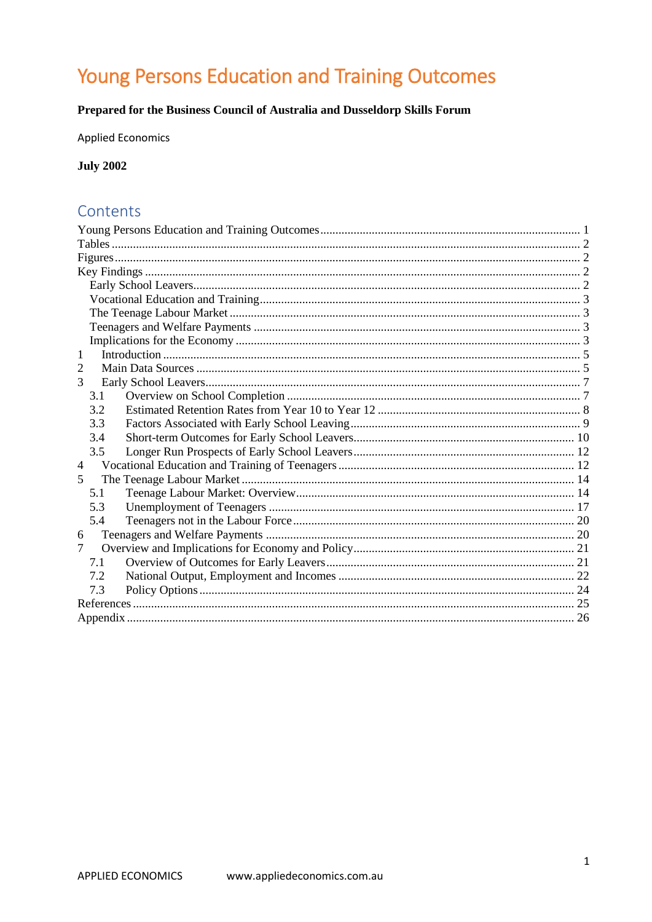# Young Persons Education and Training Outcomes

**Prepared for the Business Council of Australia and Dusseldorp Skills Forum**

Applied Economics

**July 2002**

## Contents

Young Persons Education and Training Outcomes ..... 1
Tables ..... 2
Figures ..... 2
Key Findings ..... 2
- Early School Leavers ..... 2
- Vocational Education and Training ..... 3
- The Teenage Labour Market ..... 3
- Teenagers and Welfare Payments ..... 3
- Implications for the Economy ..... 3

1 Introduction ..... 5
2 Main Data Sources ..... 5
3 Early School Leavers ..... 7
- 3.1 Overview on School Completion ..... 7
- 3.2 Estimated Retention Rates from Year 10 to Year 12 ..... 8
- 3.3 Factors Associated with Early School Leaving ..... 9
- 3.4 Short-term Outcomes for Early School Leavers ..... 10
- 3.5 Longer Run Prospects of Early School Leavers ..... 12

4 Vocational Education and Training of Teenagers ..... 12
5 The Teenage Labour Market ..... 14
- 5.1 Teenage Labour Market: Overview ..... 14
- 5.3 Unemployment of Teenagers ..... 17
- 5.4 Teenagers not in the Labour Force ..... 20

6 Teenagers and Welfare Payments ..... 20
7 Overview and Implications for Economy and Policy ..... 21
- 7.1 Overview of Outcomes for Early Leavers ..... 21
- 7.2 National Output, Employment and Incomes ..... 22
- 7.3 Policy Options ..... 24

References ..... 25
Appendix ..... 26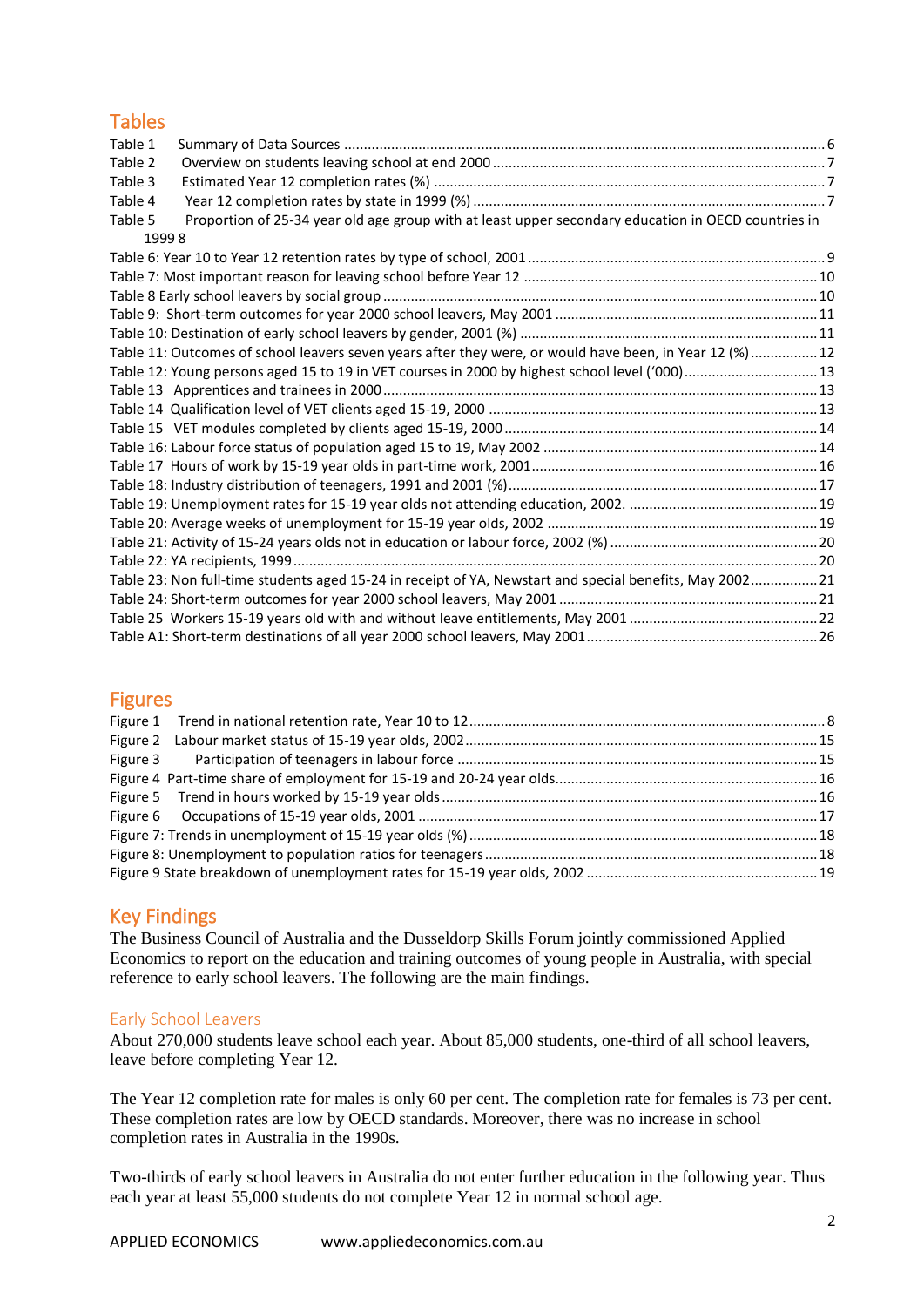## Tables

Table 1 Summary of Data Sources ... 6
Table 2 Overview on students leaving school at end 2000 ... 7
Table 3 Estimated Year 12 completion rates (%) ... 7
Table 4 Year 12 completion rates by state in 1999 (%) ... 7
Table 5 Proportion of 25-34 year old age group with at least upper secondary education in OECD countries in 1999 8
Table 6: Year 10 to Year 12 retention rates by type of school, 2001 ... 9
Table 7: Most important reason for leaving school before Year 12 ... 10
Table 8 Early school leavers by social group ... 10
Table 9: Short-term outcomes for year 2000 school leavers, May 2001 ... 11
Table 10: Destination of early school leavers by gender, 2001 (%) ... 11
Table 11: Outcomes of school leavers seven years after they were, or would have been, in Year 12 (%) ... 12
Table 12: Young persons aged 15 to 19 in VET courses in 2000 by highest school level ('000) ... 13
Table 13 Apprentices and trainees in 2000 ... 13
Table 14 Qualification level of VET clients aged 15-19, 2000 ... 13
Table 15 VET modules completed by clients aged 15-19, 2000 ... 14
Table 16: Labour force status of population aged 15 to 19, May 2002 ... 14
Table 17 Hours of work by 15-19 year olds in part-time work, 2001 ... 16
Table 18: Industry distribution of teenagers, 1991 and 2001 (%) ... 17
Table 19: Unemployment rates for 15-19 year olds not attending education, 2002. ... 19
Table 20: Average weeks of unemployment for 15-19 year olds, 2002 ... 19
Table 21: Activity of 15-24 years olds not in education or labour force, 2002 (%) ... 20
Table 22: YA recipients, 1999 ... 20
Table 23: Non full-time students aged 15-24 in receipt of YA, Newstart and special benefits, May 2002 ... 21
Table 24: Short-term outcomes for year 2000 school leavers, May 2001 ... 21
Table 25 Workers 15-19 years old with and without leave entitlements, May 2001 ... 22
Table A1: Short-term destinations of all year 2000 school leavers, May 2001 ... 26

## Figures

Figure 1 Trend in national retention rate, Year 10 to 12 ... 8
Figure 2 Labour market status of 15-19 year olds, 2002 ... 15
Figure 3 Participation of teenagers in labour force ... 15
Figure 4 Part-time share of employment for 15-19 and 20-24 year olds ... 16
Figure 5 Trend in hours worked by 15-19 year olds ... 16
Figure 6 Occupations of 15-19 year olds, 2001 ... 17
Figure 7: Trends in unemployment of 15-19 year olds (%) ... 18
Figure 8: Unemployment to population ratios for teenagers ... 18
Figure 9 State breakdown of unemployment rates for 15-19 year olds, 2002 ... 19

## Key Findings

The Business Council of Australia and the Dusseldorp Skills Forum jointly commissioned Applied Economics to report on the education and training outcomes of young people in Australia, with special reference to early school leavers. The following are the main findings.

### Early School Leavers

About 270,000 students leave school each year. About 85,000 students, one-third of all school leavers, leave before completing Year 12.

The Year 12 completion rate for males is only 60 per cent. The completion rate for females is 73 per cent. These completion rates are low by OECD standards. Moreover, there was no increase in school completion rates in Australia in the 1990s.

Two-thirds of early school leavers in Australia do not enter further education in the following year. Thus each year at least 55,000 students do not complete Year 12 in normal school age.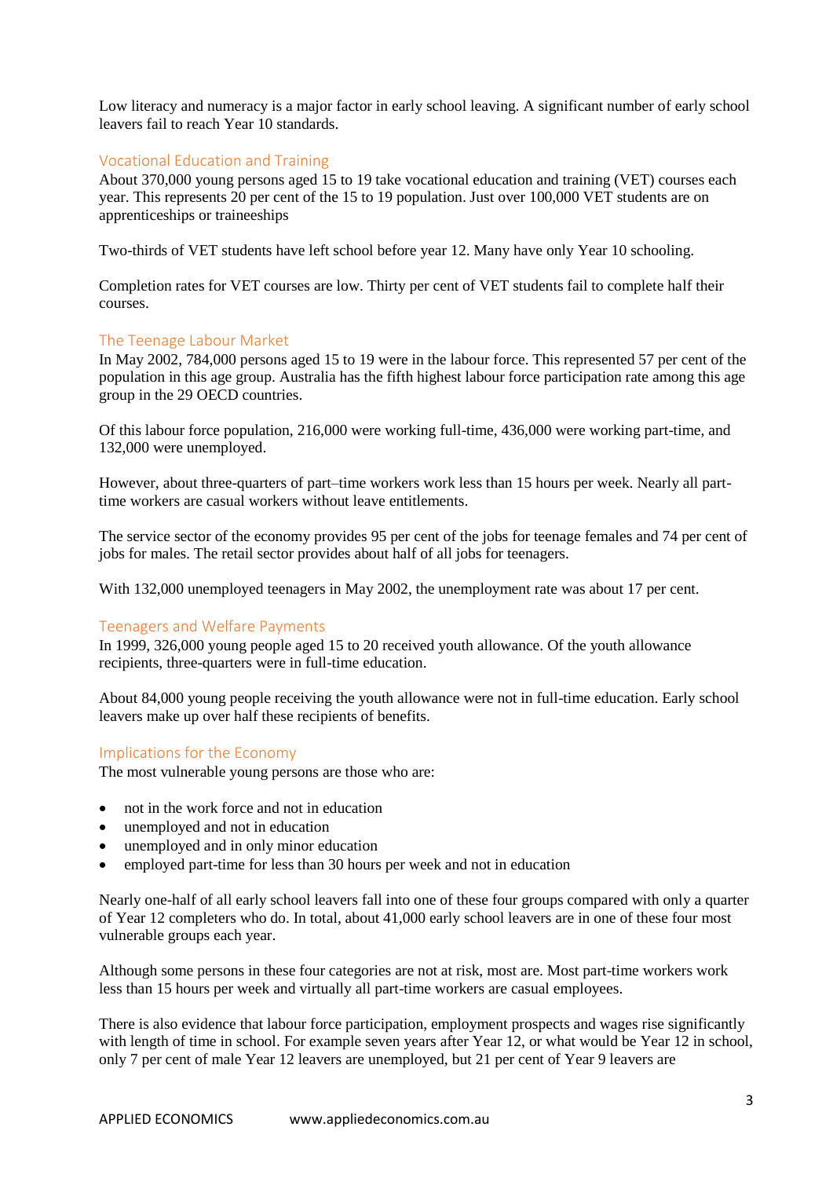Low literacy and numeracy is a major factor in early school leaving. A significant number of early school leavers fail to reach Year 10 standards.

## Vocational Education and Training

About 370,000 young persons aged 15 to 19 take vocational education and training (VET) courses each year. This represents 20 per cent of the 15 to 19 population. Just over 100,000 VET students are on apprenticeships or traineeships

Two-thirds of VET students have left school before year 12. Many have only Year 10 schooling.

Completion rates for VET courses are low. Thirty per cent of VET students fail to complete half their courses.

## The Teenage Labour Market

In May 2002, 784,000 persons aged 15 to 19 were in the labour force. This represented 57 per cent of the population in this age group. Australia has the fifth highest labour force participation rate among this age group in the 29 OECD countries.

Of this labour force population, 216,000 were working full-time, 436,000 were working part-time, and 132,000 were unemployed.

However, about three-quarters of part–time workers work less than 15 hours per week. Nearly all part-time workers are casual workers without leave entitlements.

The service sector of the economy provides 95 per cent of the jobs for teenage females and 74 per cent of jobs for males. The retail sector provides about half of all jobs for teenagers.

With 132,000 unemployed teenagers in May 2002, the unemployment rate was about 17 per cent.

## Teenagers and Welfare Payments

In 1999, 326,000 young people aged 15 to 20 received youth allowance. Of the youth allowance recipients, three-quarters were in full-time education.

About 84,000 young people receiving the youth allowance were not in full-time education. Early school leavers make up over half these recipients of benefits.

## Implications for the Economy

The most vulnerable young persons are those who are:

- not in the work force and not in education
- unemployed and not in education
- unemployed and in only minor education
- employed part-time for less than 30 hours per week and not in education

Nearly one-half of all early school leavers fall into one of these four groups compared with only a quarter of Year 12 completers who do. In total, about 41,000 early school leavers are in one of these four most vulnerable groups each year.

Although some persons in these four categories are not at risk, most are. Most part-time workers work less than 15 hours per week and virtually all part-time workers are casual employees.

There is also evidence that labour force participation, employment prospects and wages rise significantly with length of time in school. For example seven years after Year 12, or what would be Year 12 in school, only 7 per cent of male Year 12 leavers are unemployed, but 21 per cent of Year 9 leavers are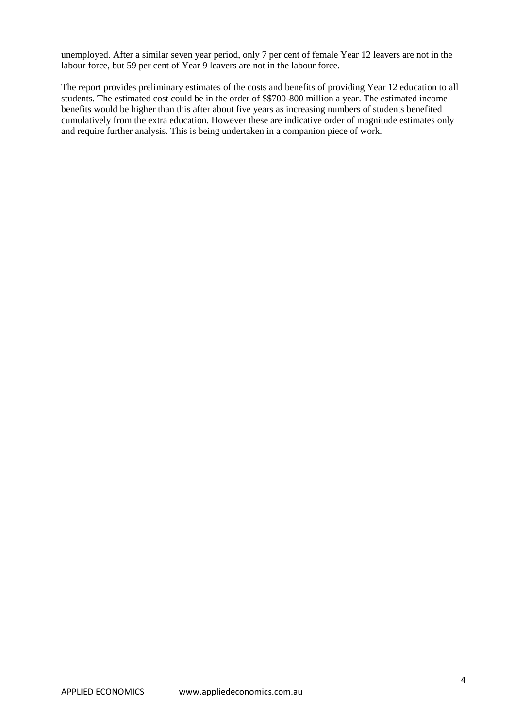unemployed. After a similar seven year period, only 7 per cent of female Year 12 leavers are not in the labour force, but 59 per cent of Year 9 leavers are not in the labour force.

The report provides preliminary estimates of the costs and benefits of providing Year 12 education to all students. The estimated cost could be in the order of $$700-800 million a year. The estimated income benefits would be higher than this after about five years as increasing numbers of students benefited cumulatively from the extra education. However these are indicative order of magnitude estimates only and require further analysis. This is being undertaken in a companion piece of work.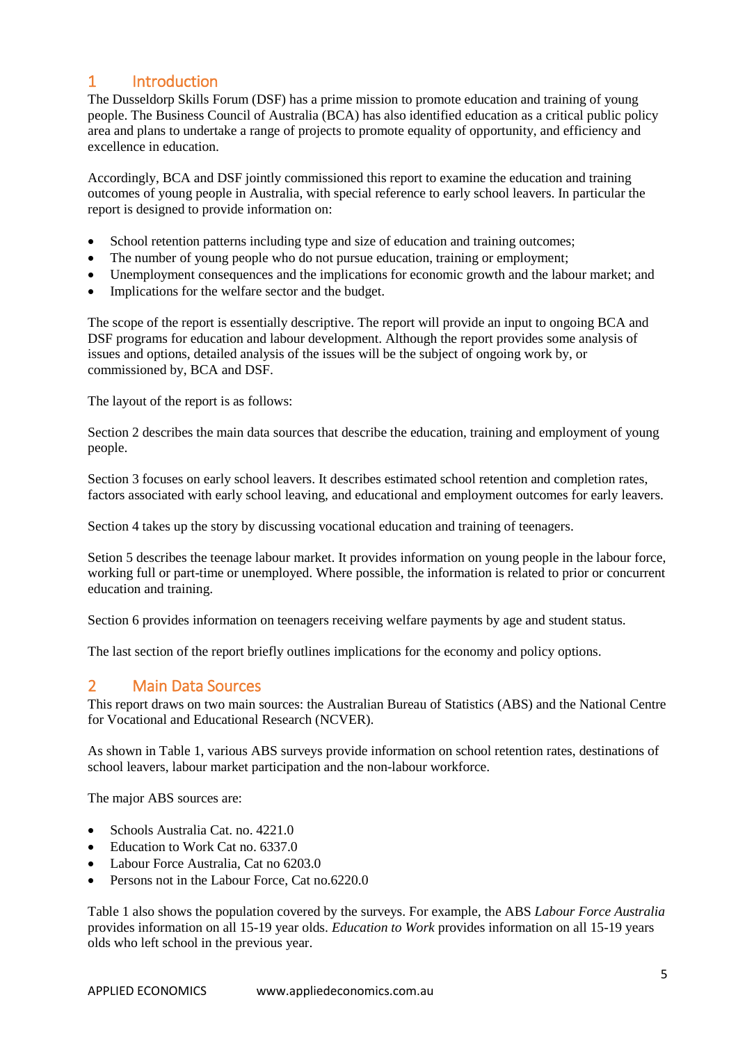# 1 Introduction

The Dusseldorp Skills Forum (DSF) has a prime mission to promote education and training of young people. The Business Council of Australia (BCA) has also identified education as a critical public policy area and plans to undertake a range of projects to promote equality of opportunity, and efficiency and excellence in education.

Accordingly, BCA and DSF jointly commissioned this report to examine the education and training outcomes of young people in Australia, with special reference to early school leavers. In particular the report is designed to provide information on:

- School retention patterns including type and size of education and training outcomes;
- The number of young people who do not pursue education, training or employment;
- Unemployment consequences and the implications for economic growth and the labour market; and
- Implications for the welfare sector and the budget.

The scope of the report is essentially descriptive. The report will provide an input to ongoing BCA and DSF programs for education and labour development. Although the report provides some analysis of issues and options, detailed analysis of the issues will be the subject of ongoing work by, or commissioned by, BCA and DSF.

The layout of the report is as follows:

Section 2 describes the main data sources that describe the education, training and employment of young people.

Section 3 focuses on early school leavers. It describes estimated school retention and completion rates, factors associated with early school leaving, and educational and employment outcomes for early leavers.

Section 4 takes up the story by discussing vocational education and training of teenagers.

Setion 5 describes the teenage labour market. It provides information on young people in the labour force, working full or part-time or unemployed. Where possible, the information is related to prior or concurrent education and training.

Section 6 provides information on teenagers receiving welfare payments by age and student status.

The last section of the report briefly outlines implications for the economy and policy options.

# 2 Main Data Sources

This report draws on two main sources: the Australian Bureau of Statistics (ABS) and the National Centre for Vocational and Educational Research (NCVER).

As shown in Table 1, various ABS surveys provide information on school retention rates, destinations of school leavers, labour market participation and the non-labour workforce.

The major ABS sources are:

- Schools Australia Cat. no. 4221.0
- Education to Work Cat no. 6337.0
- Labour Force Australia, Cat no 6203.0
- Persons not in the Labour Force, Cat no.6220.0

Table 1 also shows the population covered by the surveys. For example, the ABS *Labour Force Australia* provides information on all 15-19 year olds. *Education to Work* provides information on all 15-19 years olds who left school in the previous year.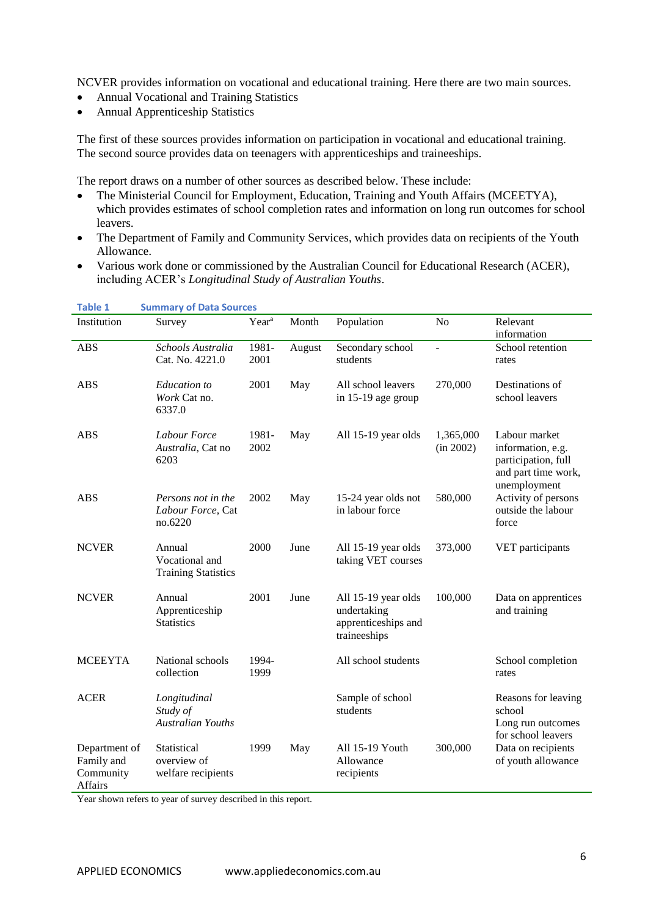NCVER provides information on vocational and educational training. Here there are two main sources.

- Annual Vocational and Training Statistics
- Annual Apprenticeship Statistics

The first of these sources provides information on participation in vocational and educational training. The second source provides data on teenagers with apprenticeships and traineeships.

The report draws on a number of other sources as described below. These include:

- The Ministerial Council for Employment, Education, Training and Youth Affairs (MCEETYA), which provides estimates of school completion rates and information on long run outcomes for school leavers.
- The Department of Family and Community Services, which provides data on recipients of the Youth Allowance.
- Various work done or commissioned by the Australian Council for Educational Research (ACER), including ACER's *Longitudinal Study of Australian Youths*.

**Table 1 Summary of Data Sources**

| Institution | Survey | Year[a] | Month | Population | No | Relevant information |
|---|---|---|---|---|---|---|
| ABS | *Schools Australia* Cat. No. 4221.0 | 1981-2001 | August | Secondary school students | - | School retention rates |
| ABS | *Education to Work* Cat no. 6337.0 | 2001 | May | All school leavers in 15-19 age group | 270,000 | Destinations of school leavers |
| ABS | *Labour Force Australia*, Cat no 6203 | 1981-2002 | May | All 15-19 year olds | 1,365,000 (in 2002) | Labour market information, e.g. participation, full and part time work, unemployment |
| ABS | *Persons not in the Labour Force*, Cat no.6220 | 2002 | May | 15-24 year olds not in labour force | 580,000 | Activity of persons outside the labour force |
| NCVER | Annual Vocational and Training Statistics | 2000 | June | All 15-19 year olds taking VET courses | 373,000 | VET participants |
| NCVER | Annual Apprenticeship Statistics | 2001 | June | All 15-19 year olds undertaking apprenticeships and traineeships | 100,000 | Data on apprentices and training |
| MCEEYTA | National schools collection | 1994-1999 | | All school students | | School completion rates |
| ACER | *Longitudinal Study of Australian Youths* | | | Sample of school students | | Reasons for leaving school Long run outcomes for school leavers |
| Department of Family and Community Affairs | Statistical overview of welfare recipients | 1999 | May | All 15-19 Youth Allowance recipients | 300,000 | Data on recipients of youth allowance |

Year shown refers to year of survey described in this report.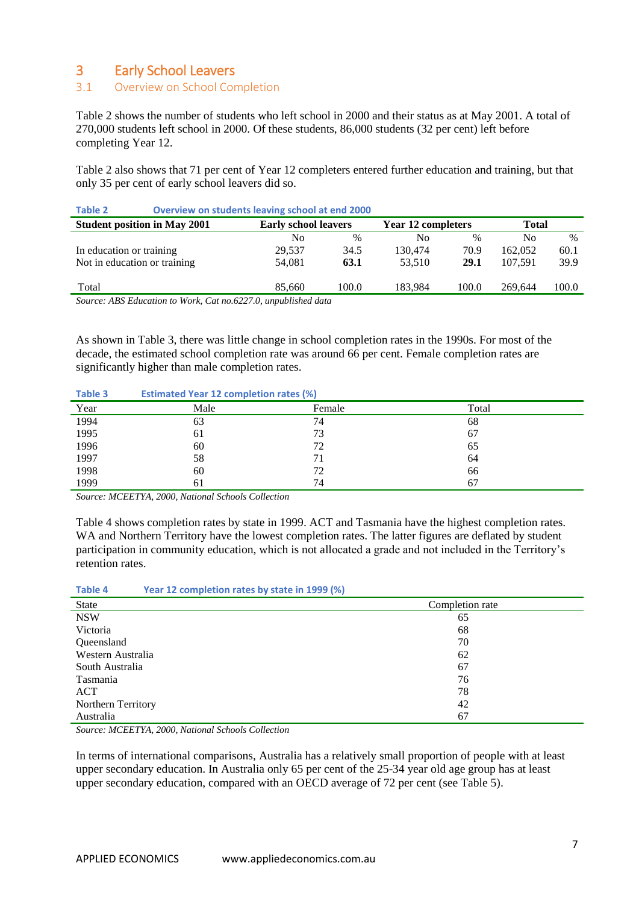# 3 Early School Leavers

## 3.1 Overview on School Completion

Table 2 shows the number of students who left school in 2000 and their status as at May 2001. A total of 270,000 students left school in 2000. Of these students, 86,000 students (32 per cent) left before completing Year 12.

Table 2 also shows that 71 per cent of Year 12 completers entered further education and training, but that only 35 per cent of early school leavers did so.

**Table 2 Overview on students leaving school at end 2000**

| Student position in May 2001 | Early school leavers | | Year 12 completers | | Total | |
|---|---|---|---|---|---|---|
| | No | % | No | % | No | % |
| In education or training | 29,537 | 34.5 | 130,474 | 70.9 | 162,052 | 60.1 |
| Not in education or training | 54,081 | **63.1** | 53,510 | **29.1** | 107,591 | 39.9 |
| Total | 85,660 | 100.0 | 183,984 | 100.0 | 269,644 | 100.0 |

*Source: ABS Education to Work, Cat no.6227.0, unpublished data*

As shown in Table 3, there was little change in school completion rates in the 1990s. For most of the decade, the estimated school completion rate was around 66 per cent. Female completion rates are significantly higher than male completion rates.

**Table 3 Estimated Year 12 completion rates (%)**

| Year | Male | Female | Total |
|---|---|---|---|
| 1994 | 63 | 74 | 68 |
| 1995 | 61 | 73 | 67 |
| 1996 | 60 | 72 | 65 |
| 1997 | 58 | 71 | 64 |
| 1998 | 60 | 72 | 66 |
| 1999 | 61 | 74 | 67 |

*Source: MCEETYA, 2000, National Schools Collection*

Table 4 shows completion rates by state in 1999. ACT and Tasmania have the highest completion rates. WA and Northern Territory have the lowest completion rates. The latter figures are deflated by student participation in community education, which is not allocated a grade and not included in the Territory's retention rates.

**Table 4 Year 12 completion rates by state in 1999 (%)**

| State | Completion rate |
|---|---|
| NSW | 65 |
| Victoria | 68 |
| Queensland | 70 |
| Western Australia | 62 |
| South Australia | 67 |
| Tasmania | 76 |
| ACT | 78 |
| Northern Territory | 42 |
| Australia | 67 |

*Source: MCEETYA, 2000, National Schools Collection*

In terms of international comparisons, Australia has a relatively small proportion of people with at least upper secondary education. In Australia only 65 per cent of the 25-34 year old age group has at least upper secondary education, compared with an OECD average of 72 per cent (see Table 5).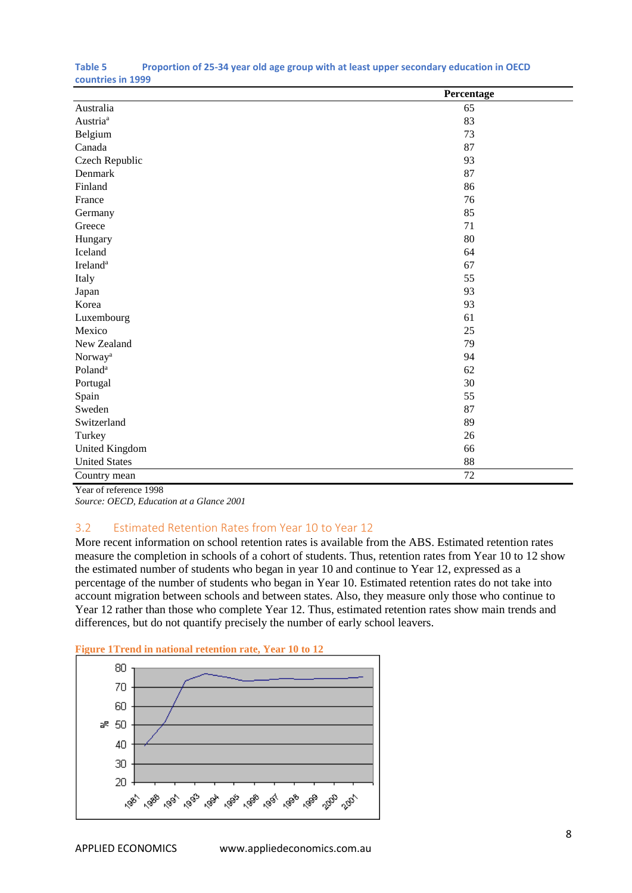**Table 5 Proportion of 25-34 year old age group with at least upper secondary education in OECD countries in 1999**

| | Percentage |
|---|---|
| Australia | 65 |
| Austria[a] | 83 |
| Belgium | 73 |
| Canada | 87 |
| Czech Republic | 93 |
| Denmark | 87 |
| Finland | 86 |
| France | 76 |
| Germany | 85 |
| Greece | 71 |
| Hungary | 80 |
| Iceland | 64 |
| Ireland[a] | 67 |
| Italy | 55 |
| Japan | 93 |
| Korea | 93 |
| Luxembourg | 61 |
| Mexico | 25 |
| New Zealand | 79 |
| Norway[a] | 94 |
| Poland[a] | 62 |
| Portugal | 30 |
| Spain | 55 |
| Sweden | 87 |
| Switzerland | 89 |
| Turkey | 26 |
| United Kingdom | 66 |
| United States | 88 |
| Country mean | 72 |

Year of reference 1998

*Source: OECD, Education at a Glance 2001*

## 3.2 Estimated Retention Rates from Year 10 to Year 12

More recent information on school retention rates is available from the ABS. Estimated retention rates measure the completion in schools of a cohort of students. Thus, retention rates from Year 10 to 12 show the estimated number of students who began in year 10 and continue to Year 12, expressed as a percentage of the number of students who began in Year 10. Estimated retention rates do not take into account migration between schools and between states. Also, they measure only those who continue to Year 12 rather than those who complete Year 12. Thus, estimated retention rates show main trends and differences, but do not quantify precisely the number of early school leavers.

**Figure 1 Trend in national retention rate, Year 10 to 12**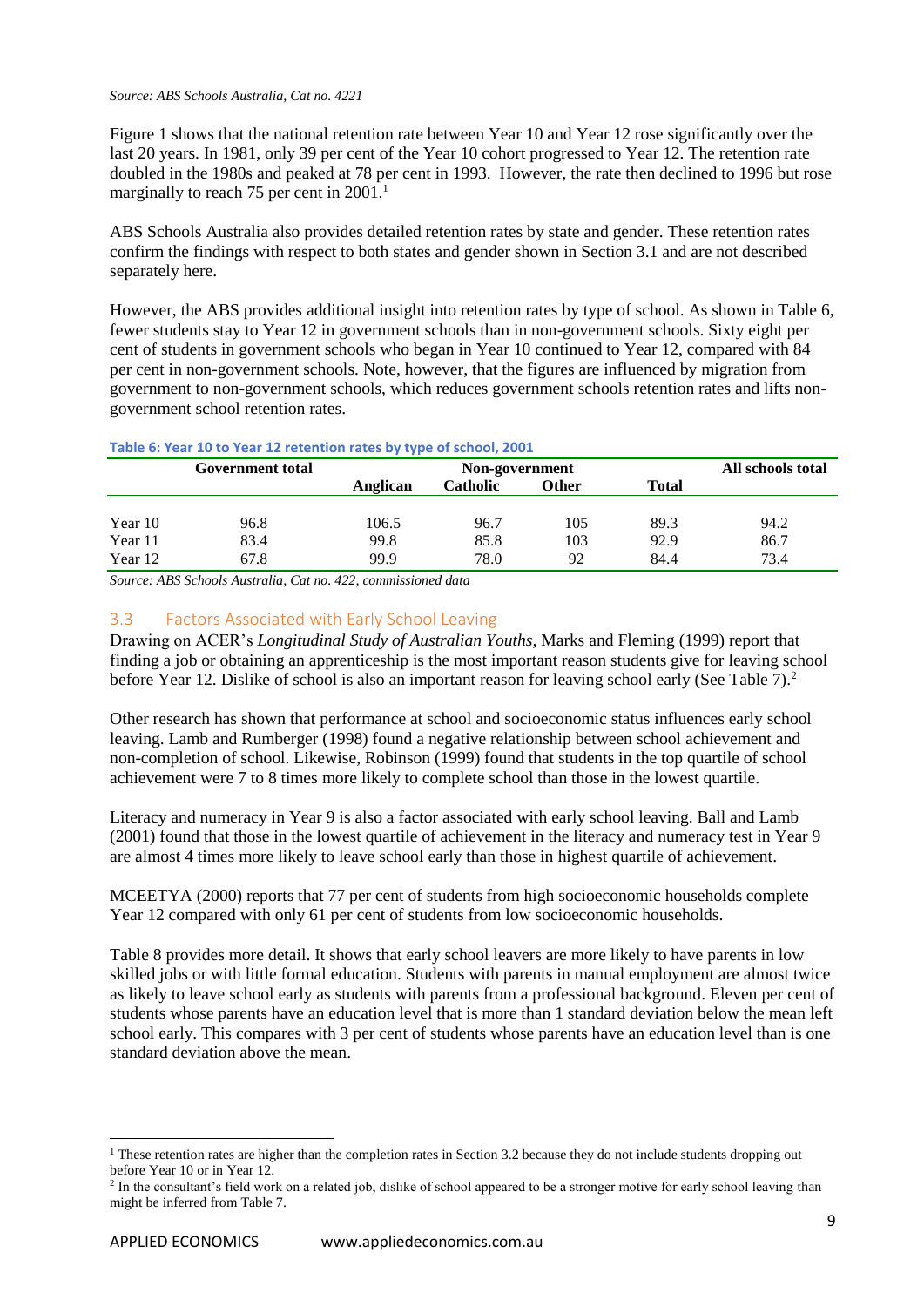*Source: ABS Schools Australia, Cat no. 4221*

Figure 1 shows that the national retention rate between Year 10 and Year 12 rose significantly over the last 20 years. In 1981, only 39 per cent of the Year 10 cohort progressed to Year 12. The retention rate doubled in the 1980s and peaked at 78 per cent in 1993. However, the rate then declined to 1996 but rose marginally to reach 75 per cent in 2001.[1]

ABS Schools Australia also provides detailed retention rates by state and gender. These retention rates confirm the findings with respect to both states and gender shown in Section 3.1 and are not described separately here.

However, the ABS provides additional insight into retention rates by type of school. As shown in Table 6, fewer students stay to Year 12 in government schools than in non-government schools. Sixty eight per cent of students in government schools who began in Year 10 continued to Year 12, compared with 84 per cent in non-government schools. Note, however, that the figures are influenced by migration from government to non-government schools, which reduces government schools retention rates and lifts non-government school retention rates.

**Table 6: Year 10 to Year 12 retention rates by type of school, 2001**

| | Government total | Non-government | | | | All schools total |
|---|---|---|---|---|---|---|
| | | Anglican | Catholic | Other | Total | |
| Year 10 | 96.8 | 106.5 | 96.7 | 105 | 89.3 | 94.2 |
| Year 11 | 83.4 | 99.8 | 85.8 | 103 | 92.9 | 86.7 |
| Year 12 | 67.8 | 99.9 | 78.0 | 92 | 84.4 | 73.4 |

*Source: ABS Schools Australia, Cat no. 422, commissioned data*

## 3.3 Factors Associated with Early School Leaving

Drawing on ACER's *Longitudinal Study of Australian Youths*, Marks and Fleming (1999) report that finding a job or obtaining an apprenticeship is the most important reason students give for leaving school before Year 12. Dislike of school is also an important reason for leaving school early (See Table 7).[2]

Other research has shown that performance at school and socioeconomic status influences early school leaving. Lamb and Rumberger (1998) found a negative relationship between school achievement and non-completion of school. Likewise, Robinson (1999) found that students in the top quartile of school achievement were 7 to 8 times more likely to complete school than those in the lowest quartile.

Literacy and numeracy in Year 9 is also a factor associated with early school leaving. Ball and Lamb (2001) found that those in the lowest quartile of achievement in the literacy and numeracy test in Year 9 are almost 4 times more likely to leave school early than those in highest quartile of achievement.

MCEETYA (2000) reports that 77 per cent of students from high socioeconomic households complete Year 12 compared with only 61 per cent of students from low socioeconomic households.

Table 8 provides more detail. It shows that early school leavers are more likely to have parents in low skilled jobs or with little formal education. Students with parents in manual employment are almost twice as likely to leave school early as students with parents from a professional background. Eleven per cent of students whose parents have an education level that is more than 1 standard deviation below the mean left school early. This compares with 3 per cent of students whose parents have an education level than is one standard deviation above the mean.

[1] These retention rates are higher than the completion rates in Section 3.2 because they do not include students dropping out before Year 10 or in Year 12.

[2] In the consultant's field work on a related job, dislike of school appeared to be a stronger motive for early school leaving than might be inferred from Table 7.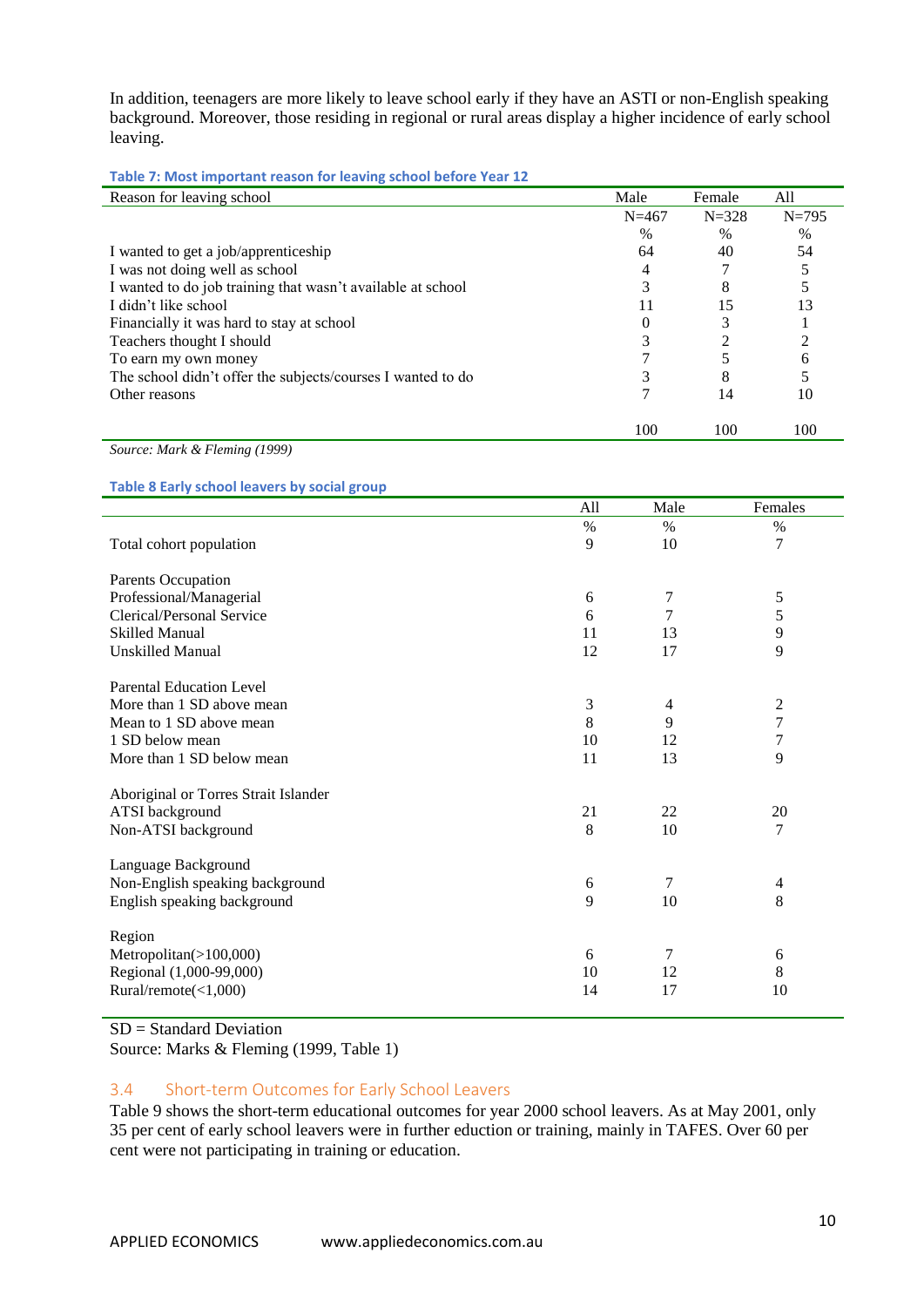In addition, teenagers are more likely to leave school early if they have an ASTI or non-English speaking background. Moreover, those residing in regional or rural areas display a higher incidence of early school leaving.

**Table 7: Most important reason for leaving school before Year 12**

| Reason for leaving school | Male | Female | All |
|---|---|---|---|
| | N=467 | N=328 | N=795 |
| | % | % | % |
| I wanted to get a job/apprenticeship | 64 | 40 | 54 |
| I was not doing well as school | 4 | 7 | 5 |
| I wanted to do job training that wasn't available at school | 3 | 8 | 5 |
| I didn't like school | 11 | 15 | 13 |
| Financially it was hard to stay at school | 0 | 3 | 1 |
| Teachers thought I should | 3 | 2 | 2 |
| To earn my own money | 7 | 5 | 6 |
| The school didn't offer the subjects/courses I wanted to do | 3 | 8 | 5 |
| Other reasons | 7 | 14 | 10 |
| | 100 | 100 | 100 |

*Source: Mark & Fleming (1999)*

**Table 8 Early school leavers by social group**

| | All | Male | Females |
|---|---|---|---|
| | % | % | % |
| Total cohort population | 9 | 10 | 7 |
| Parents Occupation | | | |
| Professional/Managerial | 6 | 7 | 5 |
| Clerical/Personal Service | 6 | 7 | 5 |
| Skilled Manual | 11 | 13 | 9 |
| Unskilled Manual | 12 | 17 | 9 |
| Parental Education Level | | | |
| More than 1 SD above mean | 3 | 4 | 2 |
| Mean to 1 SD above mean | 8 | 9 | 7 |
| 1 SD below mean | 10 | 12 | 7 |
| More than 1 SD below mean | 11 | 13 | 9 |
| Aboriginal or Torres Strait Islander | | | |
| ATSI background | 21 | 22 | 20 |
| Non-ATSI background | 8 | 10 | 7 |
| Language Background | | | |
| Non-English speaking background | 6 | 7 | 4 |
| English speaking background | 9 | 10 | 8 |
| Region | | | |
| Metropolitan(>100,000) | 6 | 7 | 6 |
| Regional (1,000-99,000) | 10 | 12 | 8 |
| Rural/remote(<1,000) | 14 | 17 | 10 |

SD = Standard Deviation
Source: Marks & Fleming (1999, Table 1)

## 3.4 Short-term Outcomes for Early School Leavers

Table 9 shows the short-term educational outcomes for year 2000 school leavers. As at May 2001, only 35 per cent of early school leavers were in further eduction or training, mainly in TAFES. Over 60 per cent were not participating in training or education.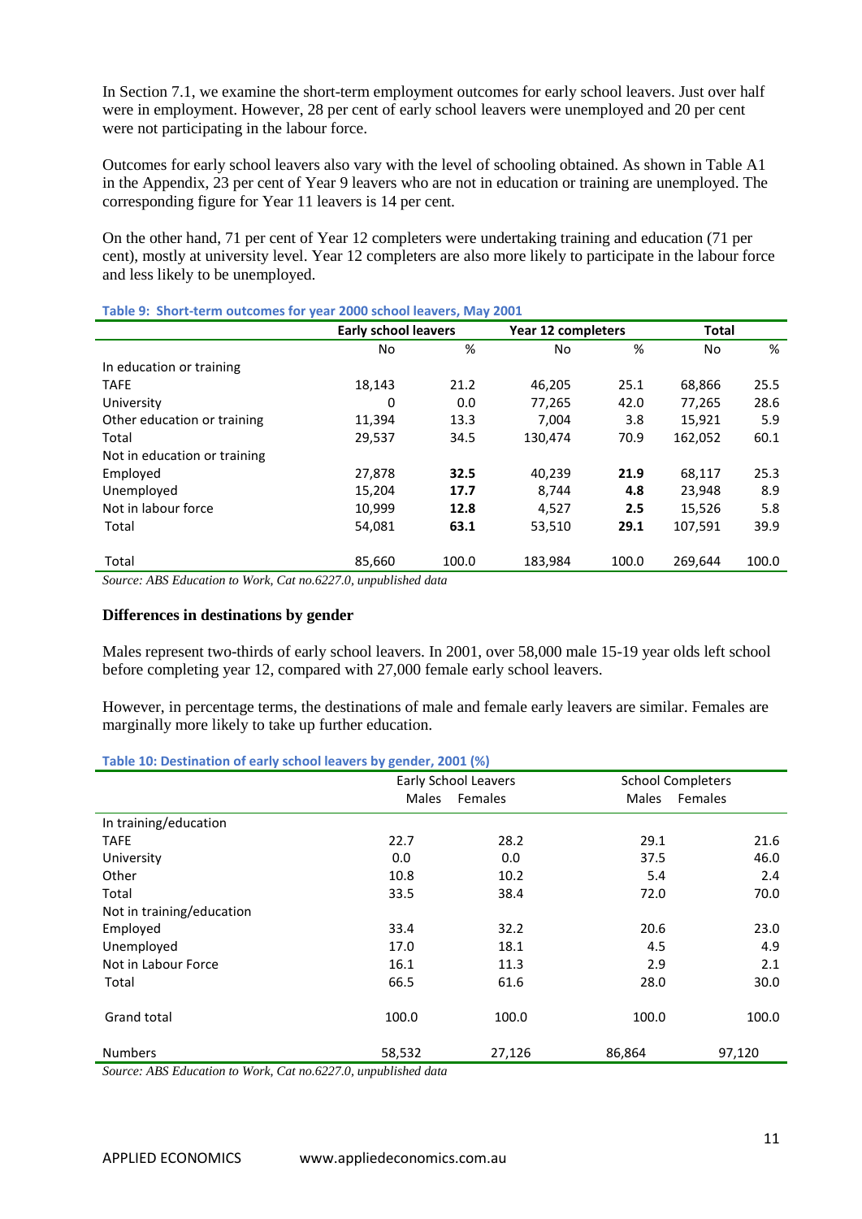In Section 7.1, we examine the short-term employment outcomes for early school leavers. Just over half were in employment. However, 28 per cent of early school leavers were unemployed and 20 per cent were not participating in the labour force.

Outcomes for early school leavers also vary with the level of schooling obtained. As shown in Table A1 in the Appendix, 23 per cent of Year 9 leavers who are not in education or training are unemployed. The corresponding figure for Year 11 leavers is 14 per cent.

On the other hand, 71 per cent of Year 12 completers were undertaking training and education (71 per cent), mostly at university level. Year 12 completers are also more likely to participate in the labour force and less likely to be unemployed.

**Table 9: Short-term outcomes for year 2000 school leavers, May 2001**

| | Early school leavers | | Year 12 completers | | Total | |
|---|---|---|---|---|---|---|
| | No | % | No | % | No | % |
| In education or training | | | | | | |
| TAFE | 18,143 | 21.2 | 46,205 | 25.1 | 68,866 | 25.5 |
| University | 0 | 0.0 | 77,265 | 42.0 | 77,265 | 28.6 |
| Other education or training | 11,394 | 13.3 | 7,004 | 3.8 | 15,921 | 5.9 |
| Total | 29,537 | 34.5 | 130,474 | 70.9 | 162,052 | 60.1 |
| Not in education or training | | | | | | |
| Employed | 27,878 | **32.5** | 40,239 | **21.9** | 68,117 | 25.3 |
| Unemployed | 15,204 | **17.7** | 8,744 | **4.8** | 23,948 | 8.9 |
| Not in labour force | 10,999 | **12.8** | 4,527 | **2.5** | 15,526 | 5.8 |
| Total | 54,081 | **63.1** | 53,510 | **29.1** | 107,591 | 39.9 |
| Total | 85,660 | 100.0 | 183,984 | 100.0 | 269,644 | 100.0 |

*Source: ABS Education to Work, Cat no.6227.0, unpublished data*

### Differences in destinations by gender

Males represent two-thirds of early school leavers. In 2001, over 58,000 male 15-19 year olds left school before completing year 12, compared with 27,000 female early school leavers.

However, in percentage terms, the destinations of male and female early leavers are similar. Females are marginally more likely to take up further education.

**Table 10: Destination of early school leavers by gender, 2001 (%)**

| | Early School Leavers | | School Completers | |
|---|---|---|---|---|
| | Males | Females | Males | Females |
| In training/education | | | | |
| TAFE | 22.7 | 28.2 | 29.1 | 21.6 |
| University | 0.0 | 0.0 | 37.5 | 46.0 |
| Other | 10.8 | 10.2 | 5.4 | 2.4 |
| Total | 33.5 | 38.4 | 72.0 | 70.0 |
| Not in training/education | | | | |
| Employed | 33.4 | 32.2 | 20.6 | 23.0 |
| Unemployed | 17.0 | 18.1 | 4.5 | 4.9 |
| Not in Labour Force | 16.1 | 11.3 | 2.9 | 2.1 |
| Total | 66.5 | 61.6 | 28.0 | 30.0 |
| Grand total | 100.0 | 100.0 | 100.0 | 100.0 |
| Numbers | 58,532 | 27,126 | 86,864 | 97,120 |

*Source: ABS Education to Work, Cat no.6227.0, unpublished data*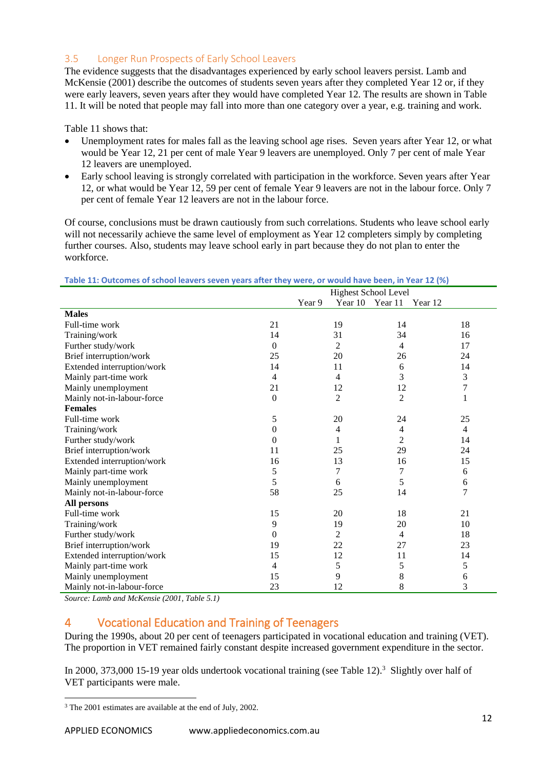### 3.5 Longer Run Prospects of Early School Leavers

The evidence suggests that the disadvantages experienced by early school leavers persist. Lamb and McKensie (2001) describe the outcomes of students seven years after they completed Year 12 or, if they were early leavers, seven years after they would have completed Year 12. The results are shown in Table 11. It will be noted that people may fall into more than one category over a year, e.g. training and work.

Table 11 shows that:

- Unemployment rates for males fall as the leaving school age rises. Seven years after Year 12, or what would be Year 12, 21 per cent of male Year 9 leavers are unemployed. Only 7 per cent of male Year 12 leavers are unemployed.
- Early school leaving is strongly correlated with participation in the workforce. Seven years after Year 12, or what would be Year 12, 59 per cent of female Year 9 leavers are not in the labour force. Only 7 per cent of female Year 12 leavers are not in the labour force.

Of course, conclusions must be drawn cautiously from such correlations. Students who leave school early will not necessarily achieve the same level of employment as Year 12 completers simply by completing further courses. Also, students may leave school early in part because they do not plan to enter the workforce.

**Table 11: Outcomes of school leavers seven years after they were, or would have been, in Year 12 (%)**

| | Highest School Level | | | |
|---|---|---|---|---|
| | Year 9 | Year 10 | Year 11 | Year 12 |
| **Males** | | | | |
| Full-time work | 21 | 19 | 14 | 18 |
| Training/work | 14 | 31 | 34 | 16 |
| Further study/work | 0 | 2 | 4 | 17 |
| Brief interruption/work | 25 | 20 | 26 | 24 |
| Extended interruption/work | 14 | 11 | 6 | 14 |
| Mainly part-time work | 4 | 4 | 3 | 3 |
| Mainly unemployment | 21 | 12 | 12 | 7 |
| Mainly not-in-labour-force | 0 | 2 | 2 | 1 |
| **Females** | | | | |
| Full-time work | 5 | 20 | 24 | 25 |
| Training/work | 0 | 4 | 4 | 4 |
| Further study/work | 0 | 1 | 2 | 14 |
| Brief interruption/work | 11 | 25 | 29 | 24 |
| Extended interruption/work | 16 | 13 | 16 | 15 |
| Mainly part-time work | 5 | 7 | 7 | 6 |
| Mainly unemployment | 5 | 6 | 5 | 6 |
| Mainly not-in-labour-force | 58 | 25 | 14 | 7 |
| **All persons** | | | | |
| Full-time work | 15 | 20 | 18 | 21 |
| Training/work | 9 | 19 | 20 | 10 |
| Further study/work | 0 | 2 | 4 | 18 |
| Brief interruption/work | 19 | 22 | 27 | 23 |
| Extended interruption/work | 15 | 12 | 11 | 14 |
| Mainly part-time work | 4 | 5 | 5 | 5 |
| Mainly unemployment | 15 | 9 | 8 | 6 |
| Mainly not-in-labour-force | 23 | 12 | 8 | 3 |

*Source: Lamb and McKensie (2001, Table 5.1)*

# 4 Vocational Education and Training of Teenagers

During the 1990s, about 20 per cent of teenagers participated in vocational education and training (VET). The proportion in VET remained fairly constant despite increased government expenditure in the sector.

In 2000, 373,000 15-19 year olds undertook vocational training (see Table 12).[3] Slightly over half of VET participants were male.

[3] The 2001 estimates are available at the end of July, 2002.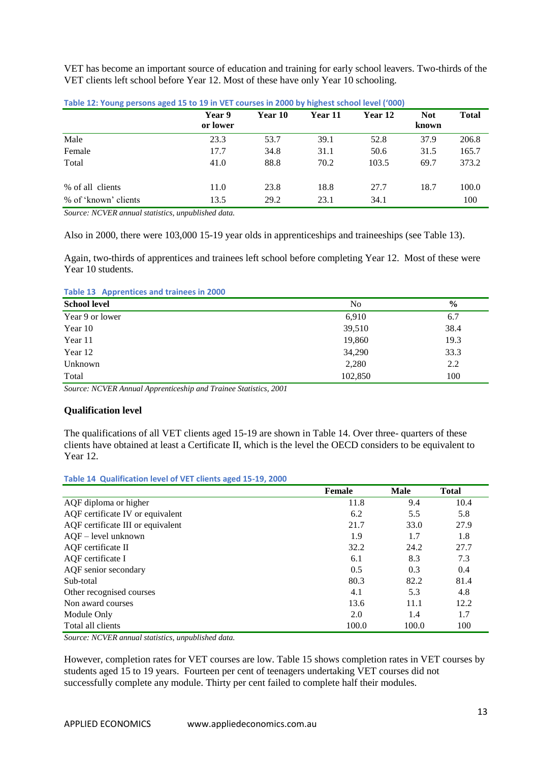VET has become an important source of education and training for early school leavers. Two-thirds of the VET clients left school before Year 12. Most of these have only Year 10 schooling.

**Table 12: Young persons aged 15 to 19 in VET courses in 2000 by highest school level ('000)**

| | Year 9 or lower | Year 10 | Year 11 | Year 12 | Not known | Total |
|---|---|---|---|---|---|---|
| Male | 23.3 | 53.7 | 39.1 | 52.8 | 37.9 | 206.8 |
| Female | 17.7 | 34.8 | 31.1 | 50.6 | 31.5 | 165.7 |
| Total | 41.0 | 88.8 | 70.2 | 103.5 | 69.7 | 373.2 |
| % of all clients | 11.0 | 23.8 | 18.8 | 27.7 | 18.7 | 100.0 |
| % of 'known' clients | 13.5 | 29.2 | 23.1 | 34.1 | | 100 |

*Source: NCVER annual statistics, unpublished data.*

Also in 2000, there were 103,000 15-19 year olds in apprenticeships and traineeships (see Table 13).

Again, two-thirds of apprentices and trainees left school before completing Year 12. Most of these were Year 10 students.

**Table 13 Apprentices and trainees in 2000**

| School level | No | % |
|---|---|---|
| Year 9 or lower | 6,910 | 6.7 |
| Year 10 | 39,510 | 38.4 |
| Year 11 | 19,860 | 19.3 |
| Year 12 | 34,290 | 33.3 |
| Unknown | 2,280 | 2.2 |
| Total | 102,850 | 100 |

*Source: NCVER Annual Apprenticeship and Trainee Statistics, 2001*

### Qualification level

The qualifications of all VET clients aged 15-19 are shown in Table 14. Over three- quarters of these clients have obtained at least a Certificate II, which is the level the OECD considers to be equivalent to Year 12.

**Table 14 Qualification level of VET clients aged 15-19, 2000**

| | Female | Male | Total |
|---|---|---|---|
| AQF diploma or higher | 11.8 | 9.4 | 10.4 |
| AQF certificate IV or equivalent | 6.2 | 5.5 | 5.8 |
| AQF certificate III or equivalent | 21.7 | 33.0 | 27.9 |
| AQF – level unknown | 1.9 | 1.7 | 1.8 |
| AQF certificate II | 32.2 | 24.2 | 27.7 |
| AQF certificate I | 6.1 | 8.3 | 7.3 |
| AQF senior secondary | 0.5 | 0.3 | 0.4 |
| Sub-total | 80.3 | 82.2 | 81.4 |
| Other recognised courses | 4.1 | 5.3 | 4.8 |
| Non award courses | 13.6 | 11.1 | 12.2 |
| Module Only | 2.0 | 1.4 | 1.7 |
| Total all clients | 100.0 | 100.0 | 100 |

*Source: NCVER annual statistics, unpublished data.*

However, completion rates for VET courses are low. Table 15 shows completion rates in VET courses by students aged 15 to 19 years. Fourteen per cent of teenagers undertaking VET courses did not successfully complete any module. Thirty per cent failed to complete half their modules.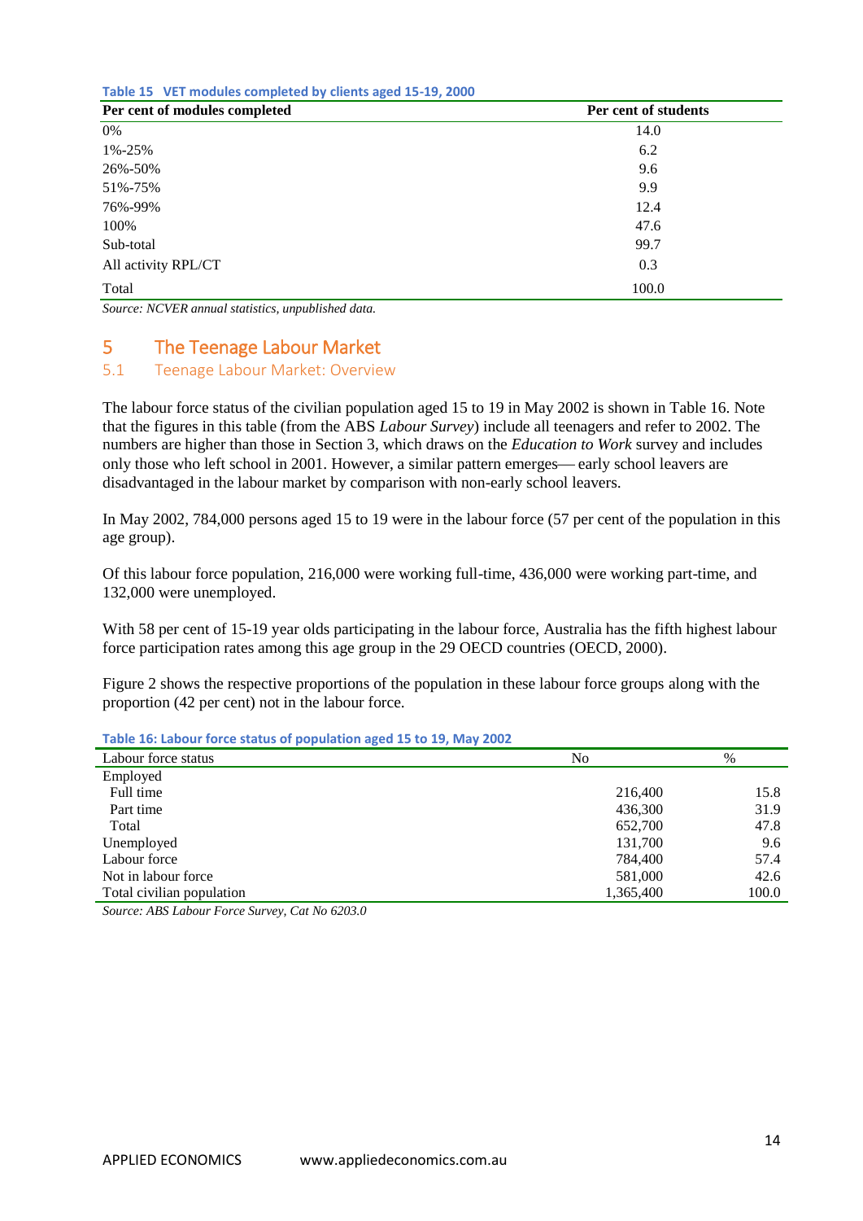**Table 15 VET modules completed by clients aged 15-19, 2000**

| Per cent of modules completed | Per cent of students |
|---|---|
| 0% | 14.0 |
| 1%-25% | 6.2 |
| 26%-50% | 9.6 |
| 51%-75% | 9.9 |
| 76%-99% | 12.4 |
| 100% | 47.6 |
| Sub-total | 99.7 |
| All activity RPL/CT | 0.3 |
| Total | 100.0 |

*Source: NCVER annual statistics, unpublished data.*

# 5 The Teenage Labour Market

## 5.1 Teenage Labour Market: Overview

The labour force status of the civilian population aged 15 to 19 in May 2002 is shown in Table 16. Note that the figures in this table (from the ABS *Labour Survey*) include all teenagers and refer to 2002. The numbers are higher than those in Section 3, which draws on the *Education to Work* survey and includes only those who left school in 2001. However, a similar pattern emerges— early school leavers are disadvantaged in the labour market by comparison with non-early school leavers.

In May 2002, 784,000 persons aged 15 to 19 were in the labour force (57 per cent of the population in this age group).

Of this labour force population, 216,000 were working full-time, 436,000 were working part-time, and 132,000 were unemployed.

With 58 per cent of 15-19 year olds participating in the labour force, Australia has the fifth highest labour force participation rates among this age group in the 29 OECD countries (OECD, 2000).

Figure 2 shows the respective proportions of the population in these labour force groups along with the proportion (42 per cent) not in the labour force.

**Table 16: Labour force status of population aged 15 to 19, May 2002**

| Labour force status | No | % |
|---|---|---|
| Employed | | |
| Full time | 216,400 | 15.8 |
| Part time | 436,300 | 31.9 |
| Total | 652,700 | 47.8 |
| Unemployed | 131,700 | 9.6 |
| Labour force | 784,400 | 57.4 |
| Not in labour force | 581,000 | 42.6 |
| Total civilian population | 1,365,400 | 100.0 |

*Source: ABS Labour Force Survey, Cat No 6203.0*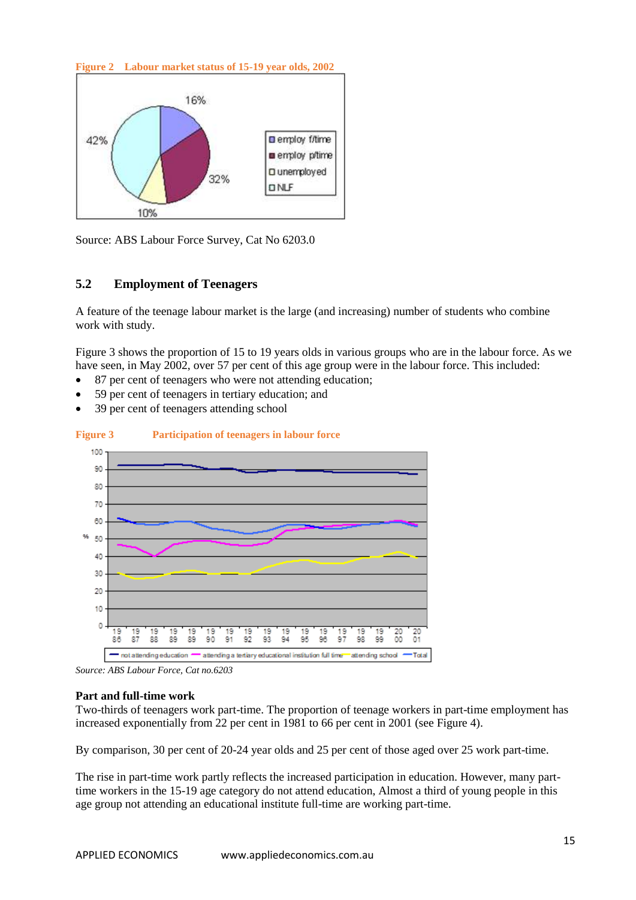**Figure 2 Labour market status of 15-19 year olds, 2002**

Source: ABS Labour Force Survey, Cat No 6203.0

## 5.2 Employment of Teenagers

A feature of the teenage labour market is the large (and increasing) number of students who combine work with study.

Figure 3 shows the proportion of 15 to 19 years olds in various groups who are in the labour force. As we have seen, in May 2002, over 57 per cent of this age group were in the labour force. This included:

- 87 per cent of teenagers who were not attending education;
- 59 per cent of teenagers in tertiary education; and
- 39 per cent of teenagers attending school

**Figure 3 Participation of teenagers in labour force**

*Source: ABS Labour Force, Cat no.6203*

**Part and full-time work**

Two-thirds of teenagers work part-time. The proportion of teenage workers in part-time employment has increased exponentially from 22 per cent in 1981 to 66 per cent in 2001 (see Figure 4).

By comparison, 30 per cent of 20-24 year olds and 25 per cent of those aged over 25 work part-time.

The rise in part-time work partly reflects the increased participation in education. However, many part-time workers in the 15-19 age category do not attend education, Almost a third of young people in this age group not attending an educational institute full-time are working part-time.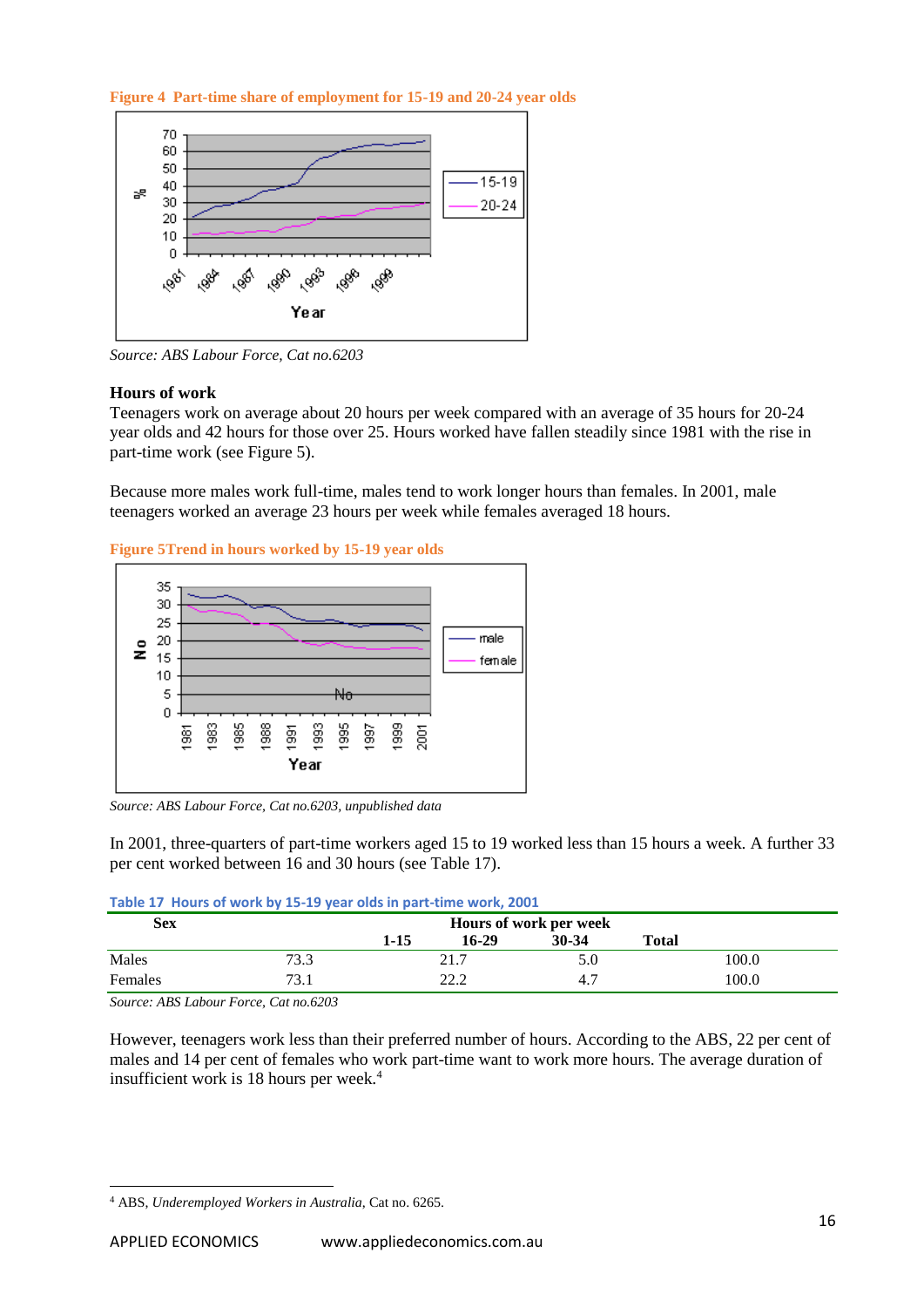**Figure 4 Part-time share of employment for 15-19 and 20-24 year olds**

*Source: ABS Labour Force, Cat no.6203*

### Hours of work

Teenagers work on average about 20 hours per week compared with an average of 35 hours for 20-24 year olds and 42 hours for those over 25. Hours worked have fallen steadily since 1981 with the rise in part-time work (see Figure 5).

Because more males work full-time, males tend to work longer hours than females. In 2001, male teenagers worked an average 23 hours per week while females averaged 18 hours.

**Figure 5Trend in hours worked by 15-19 year olds**

*Source: ABS Labour Force, Cat no.6203, unpublished data*

In 2001, three-quarters of part-time workers aged 15 to 19 worked less than 15 hours a week. A further 33 per cent worked between 16 and 30 hours (see Table 17).

**Table 17 Hours of work by 15-19 year olds in part-time work, 2001**

| Sex | Hours of work per week | | | |
|---|---|---|---|---|
| | 1-15 | 16-29 | 30-34 | Total |
| Males | 73.3 | 21.7 | 5.0 | 100.0 |
| Females | 73.1 | 22.2 | 4.7 | 100.0 |

*Source: ABS Labour Force, Cat no.6203*

However, teenagers work less than their preferred number of hours. According to the ABS, 22 per cent of males and 14 per cent of females who work part-time want to work more hours. The average duration of insufficient work is 18 hours per week.[4]

---

[4] ABS, *Underemployed Workers in Australia*, Cat no. 6265.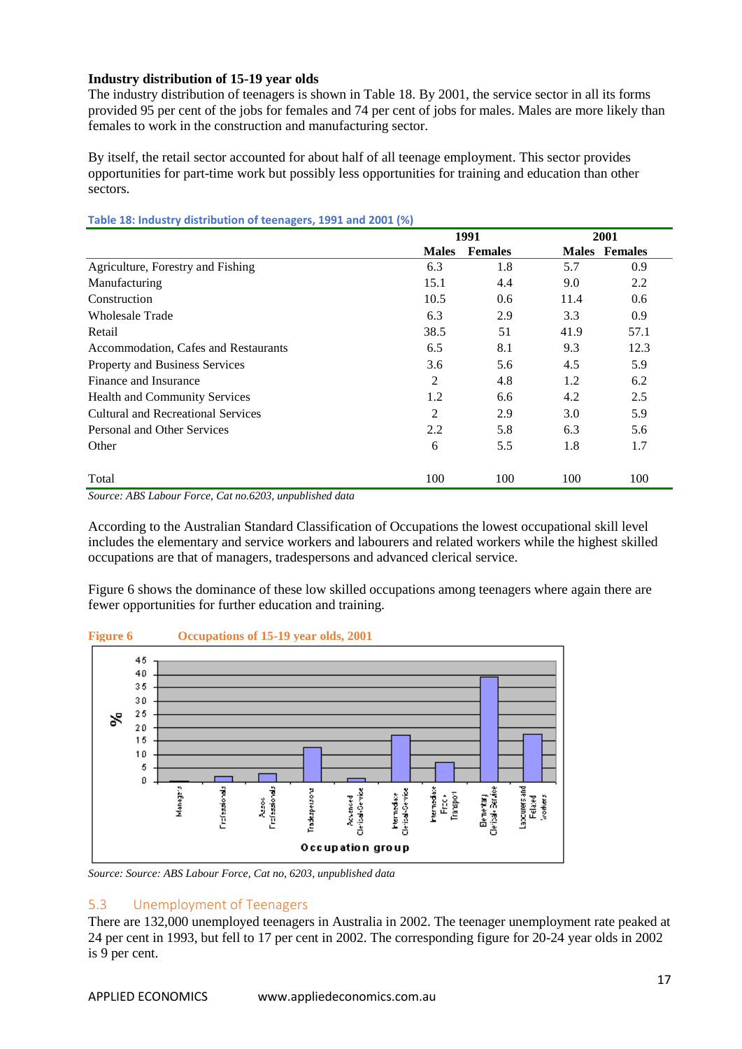**Industry distribution of 15-19 year olds**

The industry distribution of teenagers is shown in Table 18. By 2001, the service sector in all its forms provided 95 per cent of the jobs for females and 74 per cent of jobs for males. Males are more likely than females to work in the construction and manufacturing sector.

By itself, the retail sector accounted for about half of all teenage employment. This sector provides opportunities for part-time work but possibly less opportunities for training and education than other sectors.

**Table 18: Industry distribution of teenagers, 1991 and 2001 (%)**

| | 1991 | | 2001 | |
|---|---|---|---|---|
| | Males | Females | Males | Females |
| Agriculture, Forestry and Fishing | 6.3 | 1.8 | 5.7 | 0.9 |
| Manufacturing | 15.1 | 4.4 | 9.0 | 2.2 |
| Construction | 10.5 | 0.6 | 11.4 | 0.6 |
| Wholesale Trade | 6.3 | 2.9 | 3.3 | 0.9 |
| Retail | 38.5 | 51 | 41.9 | 57.1 |
| Accommodation, Cafes and Restaurants | 6.5 | 8.1 | 9.3 | 12.3 |
| Property and Business Services | 3.6 | 5.6 | 4.5 | 5.9 |
| Finance and Insurance | 2 | 4.8 | 1.2 | 6.2 |
| Health and Community Services | 1.2 | 6.6 | 4.2 | 2.5 |
| Cultural and Recreational Services | 2 | 2.9 | 3.0 | 5.9 |
| Personal and Other Services | 2.2 | 5.8 | 6.3 | 5.6 |
| Other | 6 | 5.5 | 1.8 | 1.7 |
| Total | 100 | 100 | 100 | 100 |

*Source: ABS Labour Force, Cat no.6203, unpublished data*

According to the Australian Standard Classification of Occupations the lowest occupational skill level includes the elementary and service workers and labourers and related workers while the highest skilled occupations are that of managers, tradespersons and advanced clerical service.

Figure 6 shows the dominance of these low skilled occupations among teenagers where again there are fewer opportunities for further education and training.

**Figure 6 Occupations of 15-19 year olds, 2001**

*Source: Source: ABS Labour Force, Cat no, 6203, unpublished data*

## 5.3 Unemployment of Teenagers

There are 132,000 unemployed teenagers in Australia in 2002. The teenager unemployment rate peaked at 24 per cent in 1993, but fell to 17 per cent in 2002. The corresponding figure for 20-24 year olds in 2002 is 9 per cent.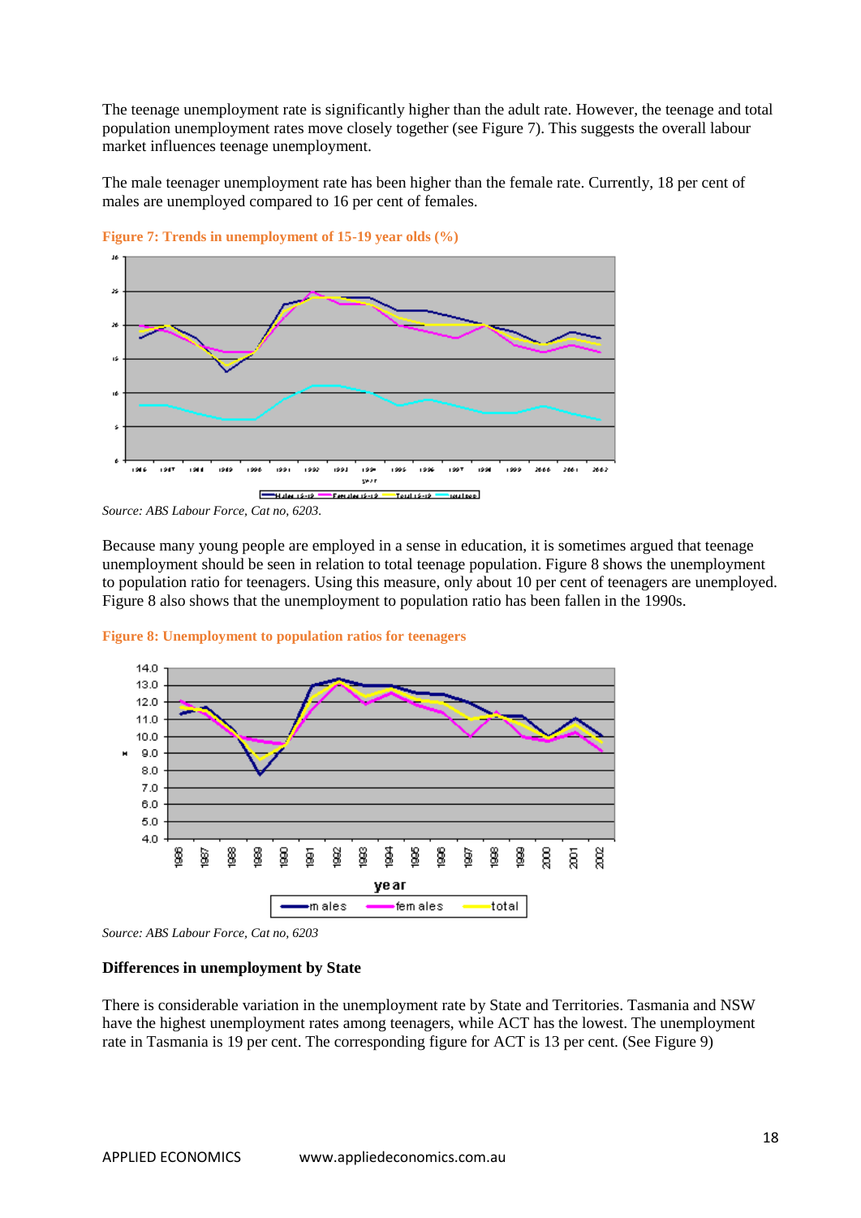The teenage unemployment rate is significantly higher than the adult rate. However, the teenage and total population unemployment rates move closely together (see Figure 7). This suggests the overall labour market influences teenage unemployment.

The male teenager unemployment rate has been higher than the female rate. Currently, 18 per cent of males are unemployed compared to 16 per cent of females.

**Figure 7: Trends in unemployment of 15-19 year olds (%)**

*Source: ABS Labour Force, Cat no, 6203.*

Because many young people are employed in a sense in education, it is sometimes argued that teenage unemployment should be seen in relation to total teenage population. Figure 8 shows the unemployment to population ratio for teenagers. Using this measure, only about 10 per cent of teenagers are unemployed. Figure 8 also shows that the unemployment to population ratio has been fallen in the 1990s.

**Figure 8: Unemployment to population ratios for teenagers**

*Source: ABS Labour Force, Cat no, 6203*

### Differences in unemployment by State

There is considerable variation in the unemployment rate by State and Territories. Tasmania and NSW have the highest unemployment rates among teenagers, while ACT has the lowest. The unemployment rate in Tasmania is 19 per cent. The corresponding figure for ACT is 13 per cent. (See Figure 9)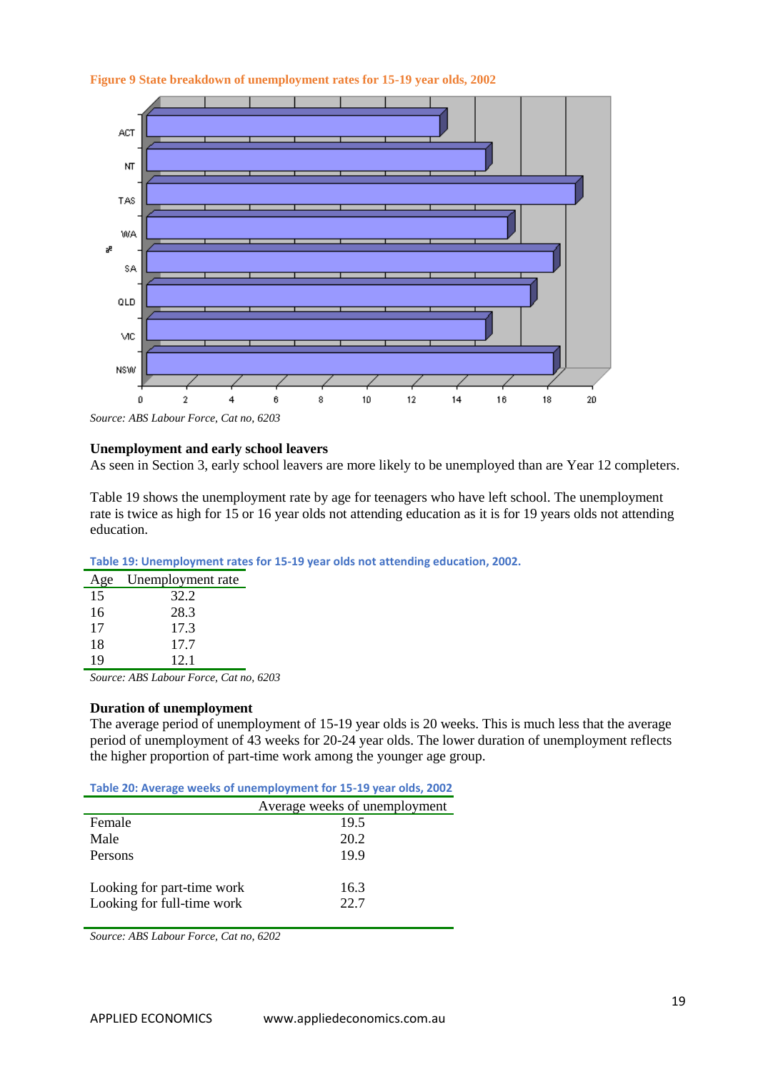**Figure 9 State breakdown of unemployment rates for 15-19 year olds, 2002**

*Source: ABS Labour Force, Cat no, 6203*

### Unemployment and early school leavers

As seen in Section 3, early school leavers are more likely to be unemployed than are Year 12 completers.

Table 19 shows the unemployment rate by age for teenagers who have left school. The unemployment rate is twice as high for 15 or 16 year olds not attending education as it is for 19 years olds not attending education.

**Table 19: Unemployment rates for 15-19 year olds not attending education, 2002.**

| Age | Unemployment rate |
|---|---|
| 15 | 32.2 |
| 16 | 28.3 |
| 17 | 17.3 |
| 18 | 17.7 |
| 19 | 12.1 |

*Source: ABS Labour Force, Cat no, 6203*

### Duration of unemployment

The average period of unemployment of 15-19 year olds is 20 weeks. This is much less that the average period of unemployment of 43 weeks for 20-24 year olds. The lower duration of unemployment reflects the higher proportion of part-time work among the younger age group.

**Table 20: Average weeks of unemployment for 15-19 year olds, 2002**

| | Average weeks of unemployment |
|---|---|
| Female | 19.5 |
| Male | 20.2 |
| Persons | 19.9 |
| | |
| Looking for part-time work | 16.3 |
| Looking for full-time work | 22.7 |

*Source: ABS Labour Force, Cat no, 6202*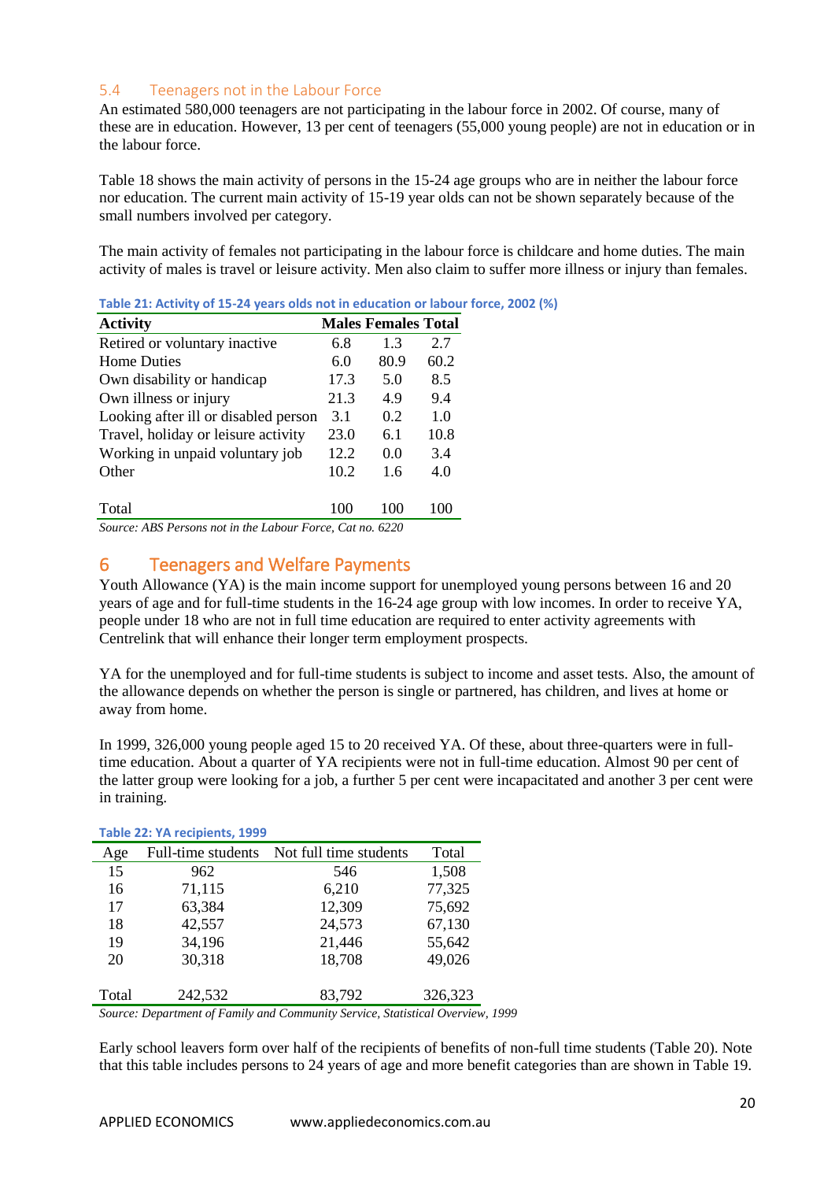## 5.4 Teenagers not in the Labour Force

An estimated 580,000 teenagers are not participating in the labour force in 2002. Of course, many of these are in education. However, 13 per cent of teenagers (55,000 young people) are not in education or in the labour force.

Table 18 shows the main activity of persons in the 15-24 age groups who are in neither the labour force nor education. The current main activity of 15-19 year olds can not be shown separately because of the small numbers involved per category.

The main activity of females not participating in the labour force is childcare and home duties. The main activity of males is travel or leisure activity. Men also claim to suffer more illness or injury than females.

**Table 21: Activity of 15-24 years olds not in education or labour force, 2002 (%)**

| Activity | Males | Females | Total |
|---|---|---|---|
| Retired or voluntary inactive | 6.8 | 1.3 | 2.7 |
| Home Duties | 6.0 | 80.9 | 60.2 |
| Own disability or handicap | 17.3 | 5.0 | 8.5 |
| Own illness or injury | 21.3 | 4.9 | 9.4 |
| Looking after ill or disabled person | 3.1 | 0.2 | 1.0 |
| Travel, holiday or leisure activity | 23.0 | 6.1 | 10.8 |
| Working in unpaid voluntary job | 12.2 | 0.0 | 3.4 |
| Other | 10.2 | 1.6 | 4.0 |
| Total | 100 | 100 | 100 |

*Source: ABS Persons not in the Labour Force, Cat no. 6220*

# 6 Teenagers and Welfare Payments

Youth Allowance (YA) is the main income support for unemployed young persons between 16 and 20 years of age and for full-time students in the 16-24 age group with low incomes. In order to receive YA, people under 18 who are not in full time education are required to enter activity agreements with Centrelink that will enhance their longer term employment prospects.

YA for the unemployed and for full-time students is subject to income and asset tests. Also, the amount of the allowance depends on whether the person is single or partnered, has children, and lives at home or away from home.

In 1999, 326,000 young people aged 15 to 20 received YA. Of these, about three-quarters were in full-time education. About a quarter of YA recipients were not in full-time education. Almost 90 per cent of the latter group were looking for a job, a further 5 per cent were incapacitated and another 3 per cent were in training.

**Table 22: YA recipients, 1999**

| Age | Full-time students | Not full time students | Total |
|---|---|---|---|
| 15 | 962 | 546 | 1,508 |
| 16 | 71,115 | 6,210 | 77,325 |
| 17 | 63,384 | 12,309 | 75,692 |
| 18 | 42,557 | 24,573 | 67,130 |
| 19 | 34,196 | 21,446 | 55,642 |
| 20 | 30,318 | 18,708 | 49,026 |
| Total | 242,532 | 83,792 | 326,323 |

*Source: Department of Family and Community Service, Statistical Overview, 1999*

Early school leavers form over half of the recipients of benefits of non-full time students (Table 20). Note that this table includes persons to 24 years of age and more benefit categories than are shown in Table 19.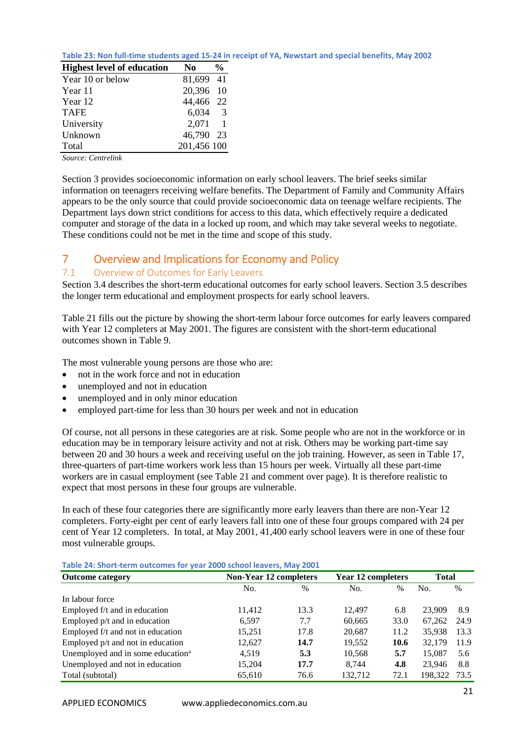Table 23: Non full-time students aged 15-24 in receipt of YA, Newstart and special benefits, May 2002

| Highest level of education | No | % |
|---|---|---|
| Year 10 or below | 81,699 | 41 |
| Year 11 | 20,396 | 10 |
| Year 12 | 44,466 | 22 |
| TAFE | 6,034 | 3 |
| University | 2,071 | 1 |
| Unknown | 46,790 | 23 |
| Total | 201,456 | 100 |

*Source: Centrelink*

Section 3 provides socioeconomic information on early school leavers. The brief seeks similar information on teenagers receiving welfare benefits. The Department of Family and Community Affairs appears to be the only source that could provide socioeconomic data on teenage welfare recipients. The Department lays down strict conditions for access to this data, which effectively require a dedicated computer and storage of the data in a locked up room, and which may take several weeks to negotiate. These conditions could not be met in the time and scope of this study.

# 7 Overview and Implications for Economy and Policy

## 7.1 Overview of Outcomes for Early Leavers

Section 3.4 describes the short-term educational outcomes for early school leavers. Section 3.5 describes the longer term educational and employment prospects for early school leavers.

Table 21 fills out the picture by showing the short-term labour force outcomes for early leavers compared with Year 12 completers at May 2001. The figures are consistent with the short-term educational outcomes shown in Table 9.

The most vulnerable young persons are those who are:

- not in the work force and not in education
- unemployed and not in education
- unemployed and in only minor education
- employed part-time for less than 30 hours per week and not in education

Of course, not all persons in these categories are at risk. Some people who are not in the workforce or in education may be in temporary leisure activity and not at risk. Others may be working part-time say between 20 and 30 hours a week and receiving useful on the job training. However, as seen in Table 17, three-quarters of part-time workers work less than 15 hours per week. Virtually all these part-time workers are in casual employment (see Table 21 and comment over page). It is therefore realistic to expect that most persons in these four groups are vulnerable.

In each of these four categories there are significantly more early leavers than there are non-Year 12 completers. Forty-eight per cent of early leavers fall into one of these four groups compared with 24 per cent of Year 12 completers. In total, at May 2001, 41,400 early school leavers were in one of these four most vulnerable groups.

Table 24: Short-term outcomes for year 2000 school leavers, May 2001

| Outcome category | Non-Year 12 completers | | Year 12 completers | | Total | |
|---|---|---|---|---|---|---|
| | No. | % | No. | % | No. | % |
| In labour force | | | | | | |
| Employed f/t and in education | 11,412 | 13.3 | 12,497 | 6.8 | 23,909 | 8.9 |
| Employed p/t and in education | 6,597 | 7.7 | 60,665 | 33.0 | 67,262 | 24.9 |
| Employed f/t and not in education | 15,251 | 17.8 | 20,687 | 11.2 | 35,938 | 13.3 |
| Employed p/t and not in education | 12,627 | **14.7** | 19,552 | **10.6** | 32,179 | 11.9 |
| Unemployed and in some education[a] | 4,519 | **5.3** | 10,568 | **5.7** | 15,087 | 5.6 |
| Unemployed and not in education | 15,204 | **17.7** | 8,744 | **4.8** | 23,946 | 8.8 |
| Total (subtotal) | 65,610 | 76.6 | 132,712 | 72.1 | 198,322 | 73.5 |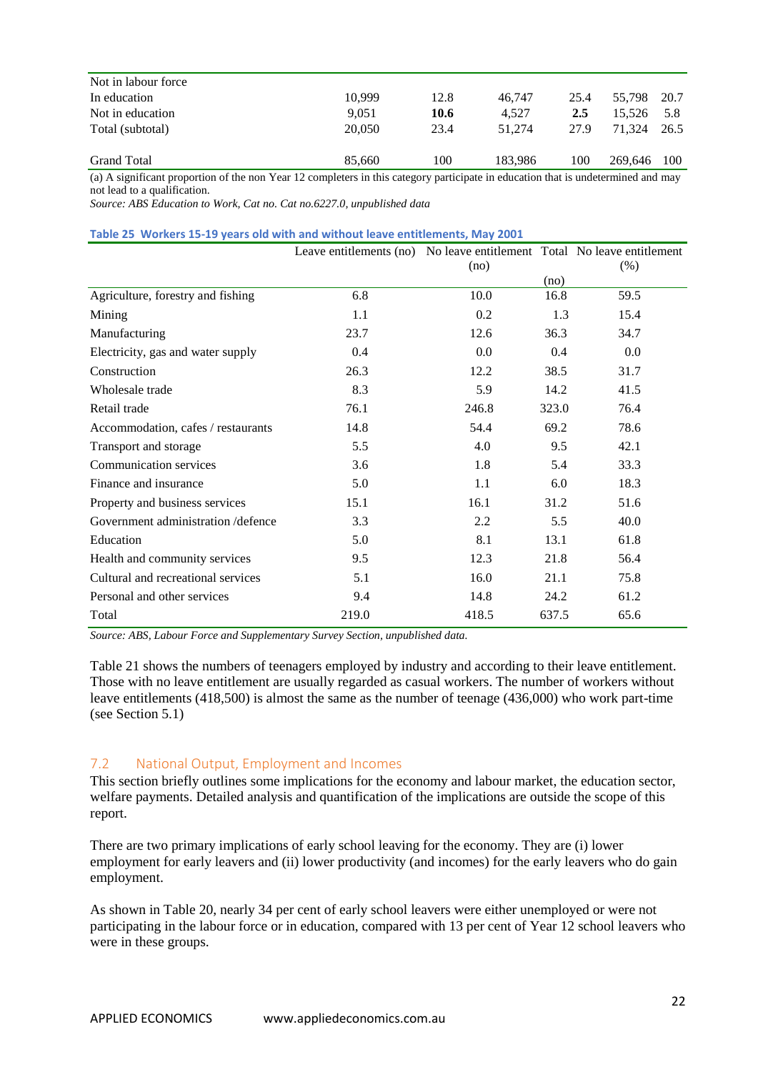| | | | | | | |
|---|---|---|---|---|---|---|
| Not in labour force | | | | | | |
| In education | 10,999 | 12.8 | 46,747 | 25.4 | 55,798 | 20.7 |
| Not in education | 9,051 | **10.6** | 4,527 | **2.5** | 15,526 | 5.8 |
| Total (subtotal) | 20,050 | 23.4 | 51,274 | 27.9 | 71,324 | 26.5 |
| Grand Total | 85,660 | 100 | 183,986 | 100 | 269,646 | 100 |

(a) A significant proportion of the non Year 12 completers in this category participate in education that is undetermined and may not lead to a qualification.

*Source: ABS Education to Work, Cat no. Cat no.6227.0, unpublished data*

**Table 25 Workers 15-19 years old with and without leave entitlements, May 2001**

| | Leave entitlements (no) | No leave entitlement (no) | Total (no) | No leave entitlement (%) |
|---|---|---|---|---|
| Agriculture, forestry and fishing | 6.8 | 10.0 | 16.8 | 59.5 |
| Mining | 1.1 | 0.2 | 1.3 | 15.4 |
| Manufacturing | 23.7 | 12.6 | 36.3 | 34.7 |
| Electricity, gas and water supply | 0.4 | 0.0 | 0.4 | 0.0 |
| Construction | 26.3 | 12.2 | 38.5 | 31.7 |
| Wholesale trade | 8.3 | 5.9 | 14.2 | 41.5 |
| Retail trade | 76.1 | 246.8 | 323.0 | 76.4 |
| Accommodation, cafes / restaurants | 14.8 | 54.4 | 69.2 | 78.6 |
| Transport and storage | 5.5 | 4.0 | 9.5 | 42.1 |
| Communication services | 3.6 | 1.8 | 5.4 | 33.3 |
| Finance and insurance | 5.0 | 1.1 | 6.0 | 18.3 |
| Property and business services | 15.1 | 16.1 | 31.2 | 51.6 |
| Government administration /defence | 3.3 | 2.2 | 5.5 | 40.0 |
| Education | 5.0 | 8.1 | 13.1 | 61.8 |
| Health and community services | 9.5 | 12.3 | 21.8 | 56.4 |
| Cultural and recreational services | 5.1 | 16.0 | 21.1 | 75.8 |
| Personal and other services | 9.4 | 14.8 | 24.2 | 61.2 |
| Total | 219.0 | 418.5 | 637.5 | 65.6 |

*Source: ABS, Labour Force and Supplementary Survey Section, unpublished data.*

Table 21 shows the numbers of teenagers employed by industry and according to their leave entitlement. Those with no leave entitlement are usually regarded as casual workers. The number of workers without leave entitlements (418,500) is almost the same as the number of teenage (436,000) who work part-time (see Section 5.1)

## 7.2 National Output, Employment and Incomes

This section briefly outlines some implications for the economy and labour market, the education sector, welfare payments. Detailed analysis and quantification of the implications are outside the scope of this report.

There are two primary implications of early school leaving for the economy. They are (i) lower employment for early leavers and (ii) lower productivity (and incomes) for the early leavers who do gain employment.

As shown in Table 20, nearly 34 per cent of early school leavers were either unemployed or were not participating in the labour force or in education, compared with 13 per cent of Year 12 school leavers who were in these groups.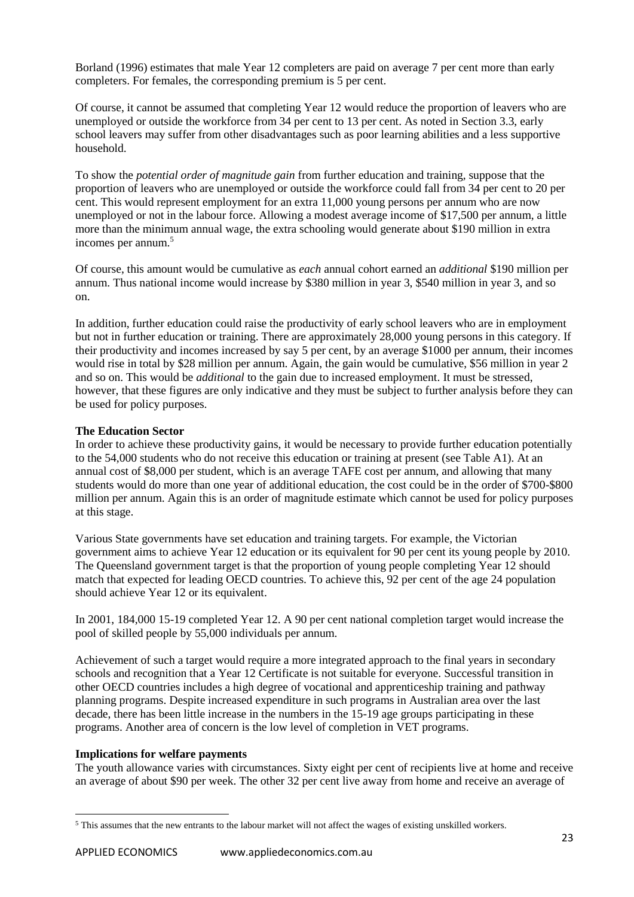Borland (1996) estimates that male Year 12 completers are paid on average 7 per cent more than early completers. For females, the corresponding premium is 5 per cent.

Of course, it cannot be assumed that completing Year 12 would reduce the proportion of leavers who are unemployed or outside the workforce from 34 per cent to 13 per cent. As noted in Section 3.3, early school leavers may suffer from other disadvantages such as poor learning abilities and a less supportive household.

To show the *potential order of magnitude gain* from further education and training, suppose that the proportion of leavers who are unemployed or outside the workforce could fall from 34 per cent to 20 per cent. This would represent employment for an extra 11,000 young persons per annum who are now unemployed or not in the labour force. Allowing a modest average income of $17,500 per annum, a little more than the minimum annual wage, the extra schooling would generate about $190 million in extra incomes per annum.[5]

Of course, this amount would be cumulative as *each* annual cohort earned an *additional* $190 million per annum. Thus national income would increase by $380 million in year 3, $540 million in year 3, and so on.

In addition, further education could raise the productivity of early school leavers who are in employment but not in further education or training. There are approximately 28,000 young persons in this category. If their productivity and incomes increased by say 5 per cent, by an average $1000 per annum, their incomes would rise in total by $28 million per annum. Again, the gain would be cumulative, $56 million in year 2 and so on. This would be *additional* to the gain due to increased employment. It must be stressed, however, that these figures are only indicative and they must be subject to further analysis before they can be used for policy purposes.

**The Education Sector**

In order to achieve these productivity gains, it would be necessary to provide further education potentially to the 54,000 students who do not receive this education or training at present (see Table A1). At an annual cost of $8,000 per student, which is an average TAFE cost per annum, and allowing that many students would do more than one year of additional education, the cost could be in the order of $700-$800 million per annum. Again this is an order of magnitude estimate which cannot be used for policy purposes at this stage.

Various State governments have set education and training targets. For example, the Victorian government aims to achieve Year 12 education or its equivalent for 90 per cent its young people by 2010. The Queensland government target is that the proportion of young people completing Year 12 should match that expected for leading OECD countries. To achieve this, 92 per cent of the age 24 population should achieve Year 12 or its equivalent.

In 2001, 184,000 15-19 completed Year 12. A 90 per cent national completion target would increase the pool of skilled people by 55,000 individuals per annum.

Achievement of such a target would require a more integrated approach to the final years in secondary schools and recognition that a Year 12 Certificate is not suitable for everyone. Successful transition in other OECD countries includes a high degree of vocational and apprenticeship training and pathway planning programs. Despite increased expenditure in such programs in Australian area over the last decade, there has been little increase in the numbers in the 15-19 age groups participating in these programs. Another area of concern is the low level of completion in VET programs.

**Implications for welfare payments**

The youth allowance varies with circumstances. Sixty eight per cent of recipients live at home and receive an average of about $90 per week. The other 32 per cent live away from home and receive an average of

[5] This assumes that the new entrants to the labour market will not affect the wages of existing unskilled workers.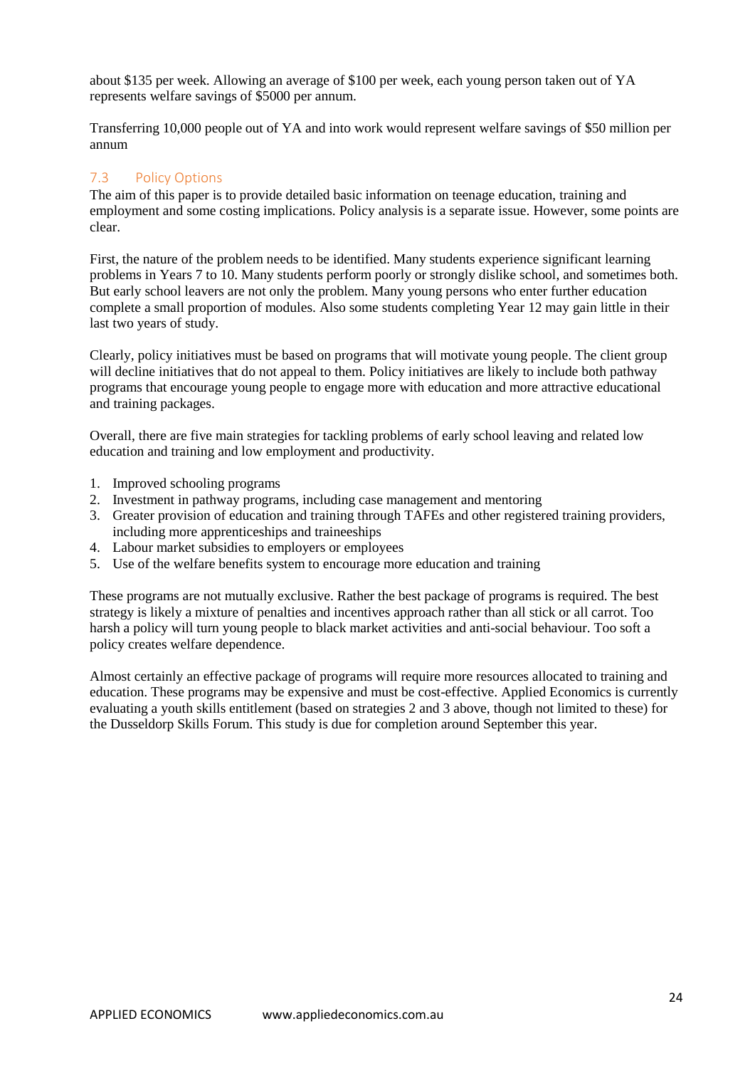about $135 per week. Allowing an average of $100 per week, each young person taken out of YA represents welfare savings of $5000 per annum.

Transferring 10,000 people out of YA and into work would represent welfare savings of $50 million per annum

## 7.3 Policy Options

The aim of this paper is to provide detailed basic information on teenage education, training and employment and some costing implications. Policy analysis is a separate issue. However, some points are clear.

First, the nature of the problem needs to be identified. Many students experience significant learning problems in Years 7 to 10. Many students perform poorly or strongly dislike school, and sometimes both. But early school leavers are not only the problem. Many young persons who enter further education complete a small proportion of modules. Also some students completing Year 12 may gain little in their last two years of study.

Clearly, policy initiatives must be based on programs that will motivate young people. The client group will decline initiatives that do not appeal to them. Policy initiatives are likely to include both pathway programs that encourage young people to engage more with education and more attractive educational and training packages.

Overall, there are five main strategies for tackling problems of early school leaving and related low education and training and low employment and productivity.

1. Improved schooling programs
2. Investment in pathway programs, including case management and mentoring
3. Greater provision of education and training through TAFEs and other registered training providers, including more apprenticeships and traineeships
4. Labour market subsidies to employers or employees
5. Use of the welfare benefits system to encourage more education and training

These programs are not mutually exclusive. Rather the best package of programs is required. The best strategy is likely a mixture of penalties and incentives approach rather than all stick or all carrot. Too harsh a policy will turn young people to black market activities and anti-social behaviour. Too soft a policy creates welfare dependence.

Almost certainly an effective package of programs will require more resources allocated to training and education. These programs may be expensive and must be cost-effective. Applied Economics is currently evaluating a youth skills entitlement (based on strategies 2 and 3 above, though not limited to these) for the Dusseldorp Skills Forum. This study is due for completion around September this year.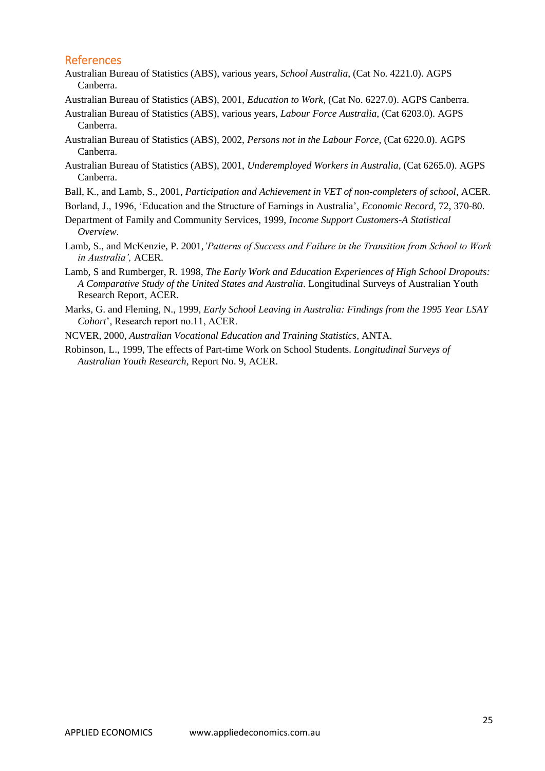## References

Australian Bureau of Statistics (ABS), various years, *School Australia*, (Cat No. 4221.0). AGPS Canberra.

Australian Bureau of Statistics (ABS), 2001, *Education to Work*, (Cat No. 6227.0). AGPS Canberra.

Australian Bureau of Statistics (ABS), various years, *Labour Force Australia*, (Cat 6203.0). AGPS Canberra.

Australian Bureau of Statistics (ABS), 2002, *Persons not in the Labour Force*, (Cat 6220.0). AGPS Canberra.

Australian Bureau of Statistics (ABS), 2001, *Underemployed Workers in Australia*, (Cat 6265.0). AGPS Canberra.

Ball, K., and Lamb, S., 2001, *Participation and Achievement in VET of non-completers of school*, ACER.

Borland, J., 1996, 'Education and the Structure of Earnings in Australia', *Economic Record*, 72, 370-80.

Department of Family and Community Services, 1999, *Income Support Customers-A Statistical Overview*.

Lamb, S., and McKenzie, P. 2001,*'Patterns of Success and Failure in the Transition from School to Work in Australia',* ACER.

Lamb, S and Rumberger, R. 1998, *The Early Work and Education Experiences of High School Dropouts: A Comparative Study of the United States and Australia*. Longitudinal Surveys of Australian Youth Research Report, ACER.

Marks, G. and Fleming, N., 1999, *Early School Leaving in Australia: Findings from the 1995 Year LSAY Cohort*', Research report no.11, ACER.

NCVER, 2000, *Australian Vocational Education and Training Statistics*, ANTA.

Robinson, L., 1999, The effects of Part-time Work on School Students. *Longitudinal Surveys of Australian Youth Research*, Report No. 9, ACER.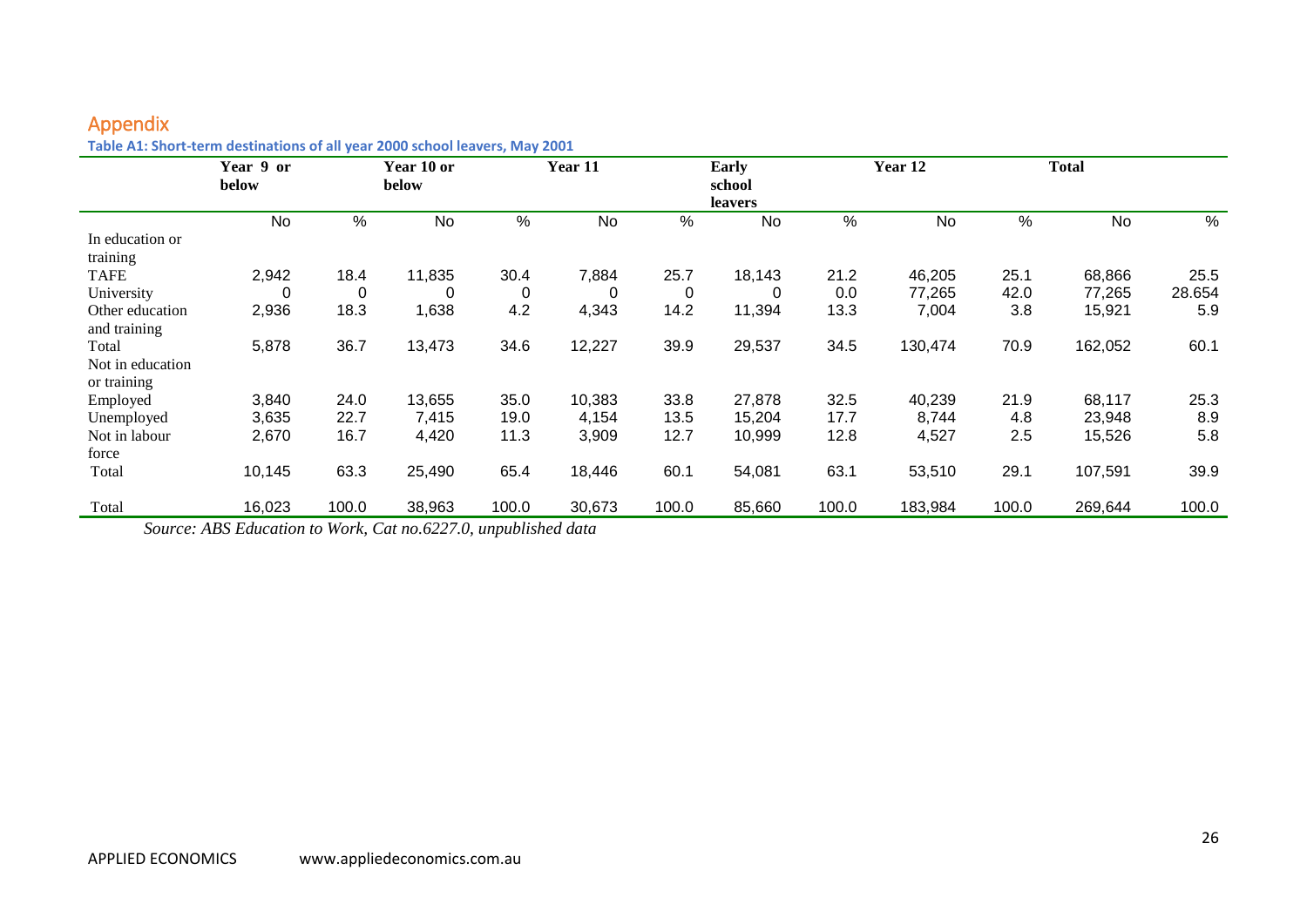## Appendix

**Table A1: Short-term destinations of all year 2000 school leavers, May 2001**

| | Year 9 or below | | Year 10 or below | | Year 11 | | Early school leavers | | Year 12 | | Total | |
|---|---|---|---|---|---|---|---|---|---|---|---|---|
| | No | % | No | % | No | % | No | % | No | % | No | % |
| In education or training | | | | | | | | | | | | |
| TAFE | 2,942 | 18.4 | 11,835 | 30.4 | 7,884 | 25.7 | 18,143 | 21.2 | 46,205 | 25.1 | 68,866 | 25.5 |
| University | 0 | 0 | 0 | 0 | 0 | 0 | 0 | 0.0 | 77,265 | 42.0 | 77,265 | 28.654 |
| Other education and training | 2,936 | 18.3 | 1,638 | 4.2 | 4,343 | 14.2 | 11,394 | 13.3 | 7,004 | 3.8 | 15,921 | 5.9 |
| Total | 5,878 | 36.7 | 13,473 | 34.6 | 12,227 | 39.9 | 29,537 | 34.5 | 130,474 | 70.9 | 162,052 | 60.1 |
| Not in education or training | | | | | | | | | | | | |
| Employed | 3,840 | 24.0 | 13,655 | 35.0 | 10,383 | 33.8 | 27,878 | 32.5 | 40,239 | 21.9 | 68,117 | 25.3 |
| Unemployed | 3,635 | 22.7 | 7,415 | 19.0 | 4,154 | 13.5 | 15,204 | 17.7 | 8,744 | 4.8 | 23,948 | 8.9 |
| Not in labour force | 2,670 | 16.7 | 4,420 | 11.3 | 3,909 | 12.7 | 10,999 | 12.8 | 4,527 | 2.5 | 15,526 | 5.8 |
| Total | 10,145 | 63.3 | 25,490 | 65.4 | 18,446 | 60.1 | 54,081 | 63.1 | 53,510 | 29.1 | 107,591 | 39.9 |
| Total | 16,023 | 100.0 | 38,963 | 100.0 | 30,673 | 100.0 | 85,660 | 100.0 | 183,984 | 100.0 | 269,644 | 100.0 |

*Source: ABS Education to Work, Cat no.6227.0, unpublished data*